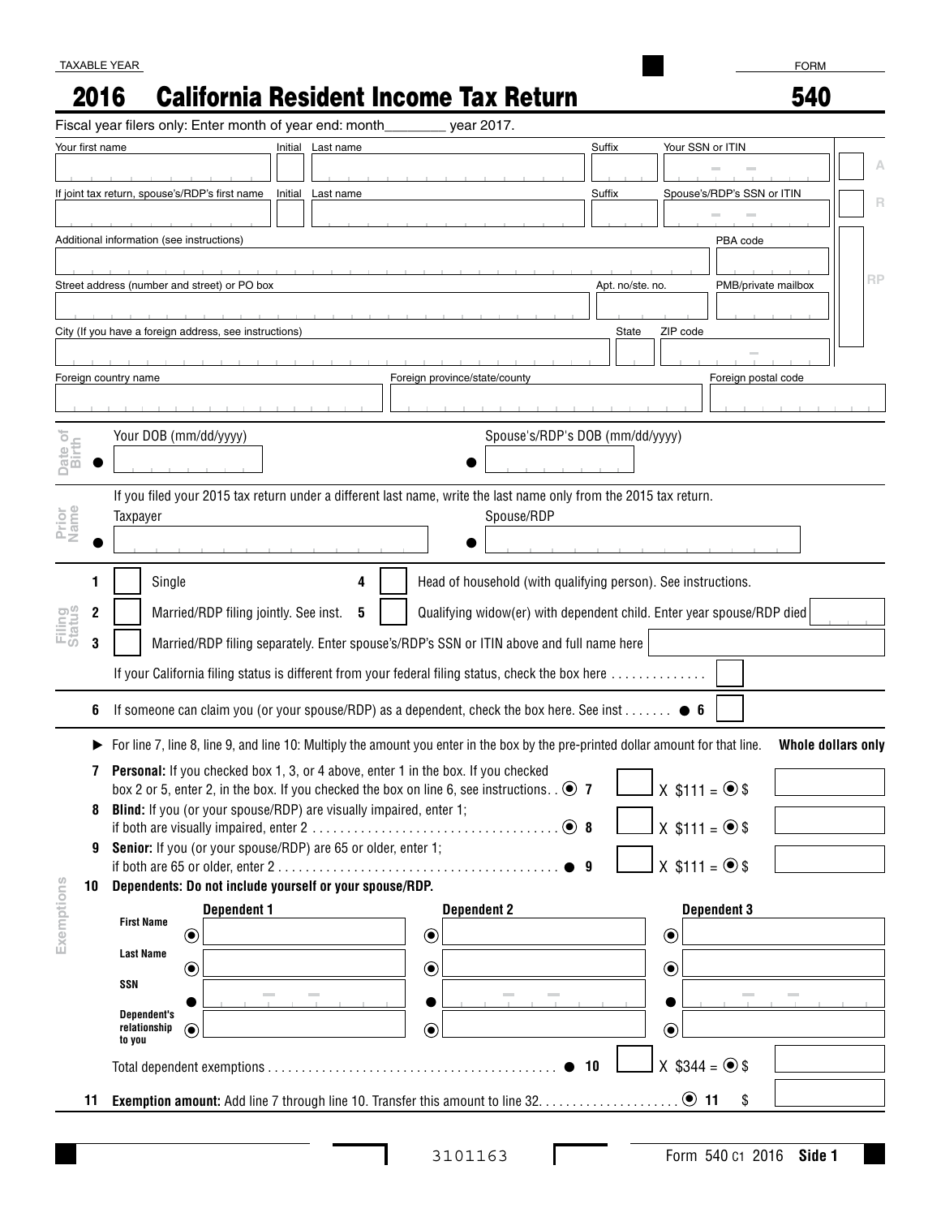TAXABLE YEAR

# 2016 California Resident Income Tax Return

FORM **540**

Fiscal year filers only: Enter month of year end: month________ year 2017.

| Your first name | Initial | Last name | Suffix | Your SSN or ITIN |
|---|---|---|---|---|
| | | | | |

| If joint tax return, spouse's/RDP's first name | Initial | Last name | Suffix | Spouse's/RDP's SSN or ITIN |
|---|---|---|---|---|
| | | | | |

A

R

RP

| Additional information (see instructions) | PBA code |
|---|---|
| | |

| Street address (number and street) or PO box | Apt. no/ste. no. | PMB/private mailbox |
|---|---|---|
| | | |

| City (If you have a foreign address, see instructions) | State | ZIP code |
|---|---|---|
| | | |

| Foreign country name | Foreign province/state/county | Foreign postal code |
|---|---|---|
| | | |

**Date of Birth**

Your DOB (mm/dd/yyyy) ______ Spouse's/RDP's DOB (mm/dd/yyyy) ______

**Prior Name**

If you filed your 2015 tax return under a different last name, write the last name only from the 2015 tax return.

Taxpayer ______ Spouse/RDP ______

**Filing Status**

1 ☐ Single

2 ☐ Married/RDP filing jointly. See inst.

3 ☐ Married/RDP filing separately. Enter spouse's/RDP's SSN or ITIN above and full name here ______

4 ☐ Head of household (with qualifying person). See instructions.

5 ☐ Qualifying widow(er) with dependent child. Enter year spouse/RDP died ______

If your California filing status is different from your federal filing status, check the box here . . . . . . . . . . . . . . ☐

6 If someone can claim you (or your spouse/RDP) as a dependent, check the box here. See inst . . . . . . . ● 6 ☐

**Exemptions**

► For line 7, line 8, line 9, and line 10: Multiply the amount you enter in the box by the pre-printed dollar amount for that line. **Whole dollars only**

7 **Personal:** If you checked box 1, 3, or 4 above, enter 1 in the box. If you checked box 2 or 5, enter 2, in the box. If you checked the box on line 6, see instructions. . ⦿ 7 ☐ X $111 = ⦿ $ ______

8 **Blind:** If you (or your spouse/RDP) are visually impaired, enter 1; if both are visually impaired, enter 2 . . . . . . . . . . . . . . . . . . . . . . . . . . . . . . . . . . . ⦿ 8 ☐ X $111 = ⦿ $ ______

9 **Senior:** If you (or your spouse/RDP) are 65 or older, enter 1; if both are 65 or older, enter 2 . . . . . . . . . . . . . . . . . . . . . . . . . . . . . . . . . . . . . . . . ● 9 ☐ X $111 = ⦿ $ ______

10 **Dependents: Do not include yourself or your spouse/RDP.**

| | Dependent 1 | Dependent 2 | Dependent 3 |
|---|---|---|---|
| **First Name** | | | |
| **Last Name** | | | |
| **SSN** | | | |
| **Dependent's relationship to you** | | | |

Total dependent exemptions . . . . . . . . . . . . . . . . . . . . . . . . . . . . . . . . . . . . . . . . . ● 10 ☐ X $344 = ⦿ $ ______

11 **Exemption amount:** Add line 7 through line 10. Transfer this amount to line 32. . . . . . . . . . . . . . . . . . . . ⦿ 11 $ ______

3101163

Form 540 C1 2016 **Side 1**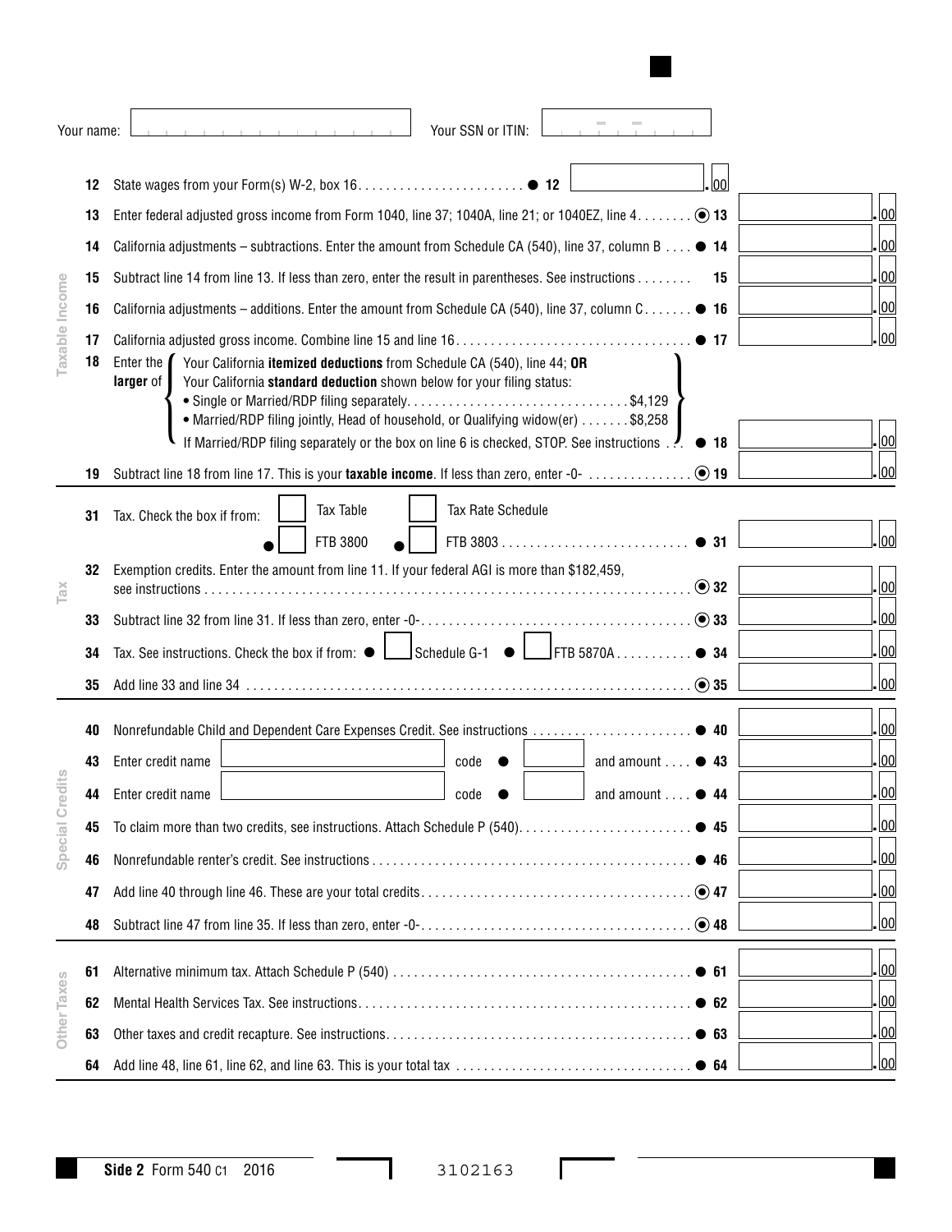Your name: ____________________ Your SSN or ITIN: ____________________

## Taxable Income

| Line | Description | Amount |
|---|---|---|
| 12 | State wages from your Form(s) W-2, box 16 ● 12 | .00 |
| 13 | Enter federal adjusted gross income from Form 1040, line 37; 1040A, line 21; or 1040EZ, line 4 ⦿ 13 | .00 |
| 14 | California adjustments – subtractions. Enter the amount from Schedule CA (540), line 37, column B ● 14 | .00 |
| 15 | Subtract line 14 from line 13. If less than zero, enter the result in parentheses. See instructions 15 | .00 |
| 16 | California adjustments – additions. Enter the amount from Schedule CA (540), line 37, column C ● 16 | .00 |
| 17 | California adjusted gross income. Combine line 15 and line 16 ● 17 | .00 |
| 18 | Enter the **larger** of: Your California **itemized deductions** from Schedule CA (540), line 44; **OR** Your California **standard deduction** shown below for your filing status: • Single or Married/RDP filing separately $4,129 • Married/RDP filing jointly, Head of household, or Qualifying widow(er) $8,258. If Married/RDP filing separately or the box on line 6 is checked, STOP. See instructions ● 18 | .00 |
| 19 | Subtract line 18 from line 17. This is your **taxable income**. If less than zero, enter -0- ⦿ 19 | .00 |

## Tax

| Line | Description | Amount |
|---|---|---|
| 31 | Tax. Check the box if from: ☐ Tax Table ☐ Tax Rate Schedule ● ☐ FTB 3800 ● ☐ FTB 3803 ● 31 | .00 |
| 32 | Exemption credits. Enter the amount from line 11. If your federal AGI is more than $182,459, see instructions ⦿ 32 | .00 |
| 33 | Subtract line 32 from line 31. If less than zero, enter -0- ⦿ 33 | .00 |
| 34 | Tax. See instructions. Check the box if from: ● ☐ Schedule G-1 ● ☐ FTB 5870A ● 34 | .00 |
| 35 | Add line 33 and line 34 ⦿ 35 | .00 |

## Special Credits

| Line | Description | Amount |
|---|---|---|
| 40 | Nonrefundable Child and Dependent Care Expenses Credit. See instructions ● 40 | .00 |
| 43 | Enter credit name ________ code ● ____ and amount ● 43 | .00 |
| 44 | Enter credit name ________ code ● ____ and amount ● 44 | .00 |
| 45 | To claim more than two credits, see instructions. Attach Schedule P (540) ● 45 | .00 |
| 46 | Nonrefundable renter's credit. See instructions ● 46 | .00 |
| 47 | Add line 40 through line 46. These are your total credits ⦿ 47 | .00 |
| 48 | Subtract line 47 from line 35. If less than zero, enter -0- ⦿ 48 | .00 |

## Other Taxes

| Line | Description | Amount |
|---|---|---|
| 61 | Alternative minimum tax. Attach Schedule P (540) ● 61 | .00 |
| 62 | Mental Health Services Tax. See instructions ● 62 | .00 |
| 63 | Other taxes and credit recapture. See instructions ● 63 | .00 |
| 64 | Add line 48, line 61, line 62, and line 63. This is your total tax ● 64 | .00 |

**Side 2** Form 540 C1 2016 3102163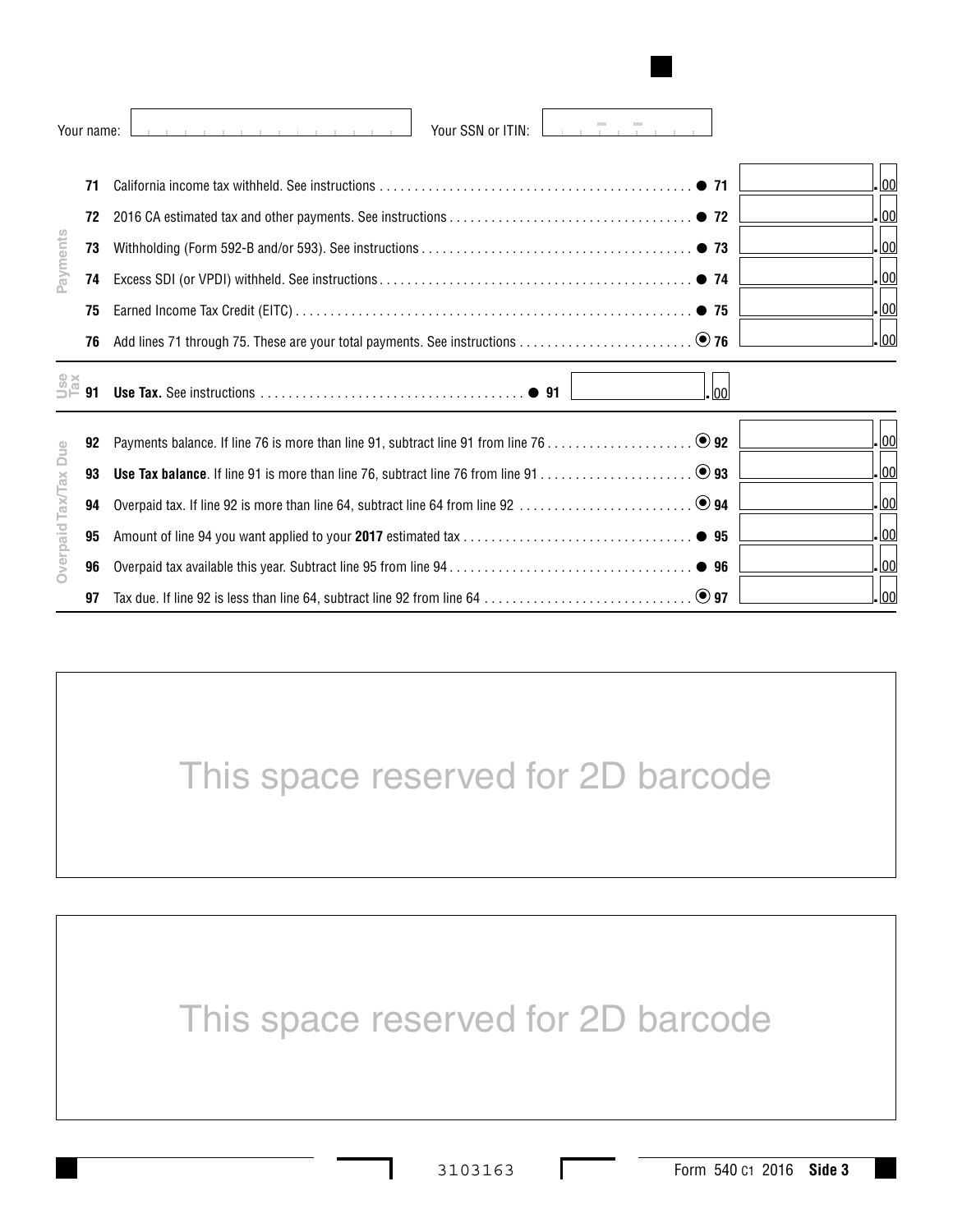Your name: ______________________ Your SSN or ITIN: ______________________

**Payments**

| Line | Description | | Amount |
|---|---|---|---|
| 71 | California income tax withheld. See instructions | ● 71 | .00 |
| 72 | 2016 CA estimated tax and other payments. See instructions | ● 72 | .00 |
| 73 | Withholding (Form 592-B and/or 593). See instructions | ● 73 | .00 |
| 74 | Excess SDI (or VPDI) withheld. See instructions | ● 74 | .00 |
| 75 | Earned Income Tax Credit (EITC) | ● 75 | .00 |
| 76 | Add lines 71 through 75. These are your total payments. See instructions | ⦿ 76 | .00 |

**Use Tax**

| Line | Description | | Amount |
|---|---|---|---|
| 91 | **Use Tax.** See instructions | ● 91 | .00 |

**Overpaid Tax/Tax Due**

| Line | Description | | Amount |
|---|---|---|---|
| 92 | Payments balance. If line 76 is more than line 91, subtract line 91 from line 76 | ⦿ 92 | .00 |
| 93 | **Use Tax balance**. If line 91 is more than line 76, subtract line 76 from line 91 | ⦿ 93 | .00 |
| 94 | Overpaid tax. If line 92 is more than line 64, subtract line 64 from line 92 | ⦿ 94 | .00 |
| 95 | Amount of line 94 you want applied to your **2017** estimated tax | ● 95 | .00 |
| 96 | Overpaid tax available this year. Subtract line 95 from line 94 | ● 96 | .00 |
| 97 | Tax due. If line 92 is less than line 64, subtract line 92 from line 64 | ⦿ 97 | .00 |

This space reserved for 2D barcode

This space reserved for 2D barcode

3103163

Form 540 C1 2016 **Side 3**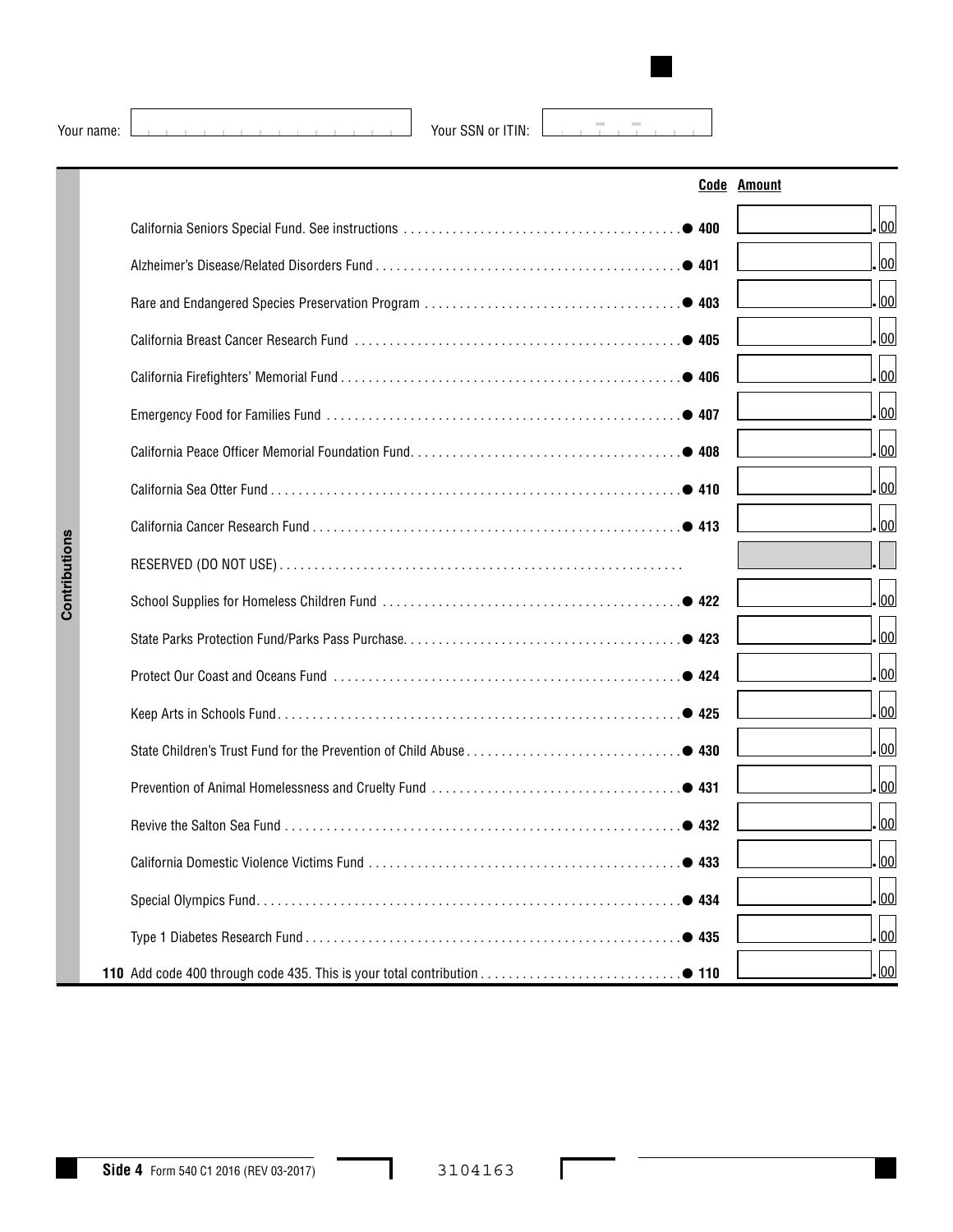Your name: ______________________ Your SSN or ITIN: ______________

**Contributions**

| | Code | Amount |
|---|---|---|
| California Seniors Special Fund. See instructions | ● 400 | .00 |
| Alzheimer's Disease/Related Disorders Fund | ● 401 | .00 |
| Rare and Endangered Species Preservation Program | ● 403 | .00 |
| California Breast Cancer Research Fund | ● 405 | .00 |
| California Firefighters' Memorial Fund | ● 406 | .00 |
| Emergency Food for Families Fund | ● 407 | .00 |
| California Peace Officer Memorial Foundation Fund | ● 408 | .00 |
| California Sea Otter Fund | ● 410 | .00 |
| California Cancer Research Fund | ● 413 | .00 |
| RESERVED (DO NOT USE) | | . |
| School Supplies for Homeless Children Fund | ● 422 | .00 |
| State Parks Protection Fund/Parks Pass Purchase | ● 423 | .00 |
| Protect Our Coast and Oceans Fund | ● 424 | .00 |
| Keep Arts in Schools Fund | ● 425 | .00 |
| State Children's Trust Fund for the Prevention of Child Abuse | ● 430 | .00 |
| Prevention of Animal Homelessness and Cruelty Fund | ● 431 | .00 |
| Revive the Salton Sea Fund | ● 432 | .00 |
| California Domestic Violence Victims Fund | ● 433 | .00 |
| Special Olympics Fund | ● 434 | .00 |
| Type 1 Diabetes Research Fund | ● 435 | .00 |
| **110** Add code 400 through code 435. This is your total contribution | ● 110 | .00 |

**Side 4** Form 540 C1 2016 (REV 03-2017)

3104163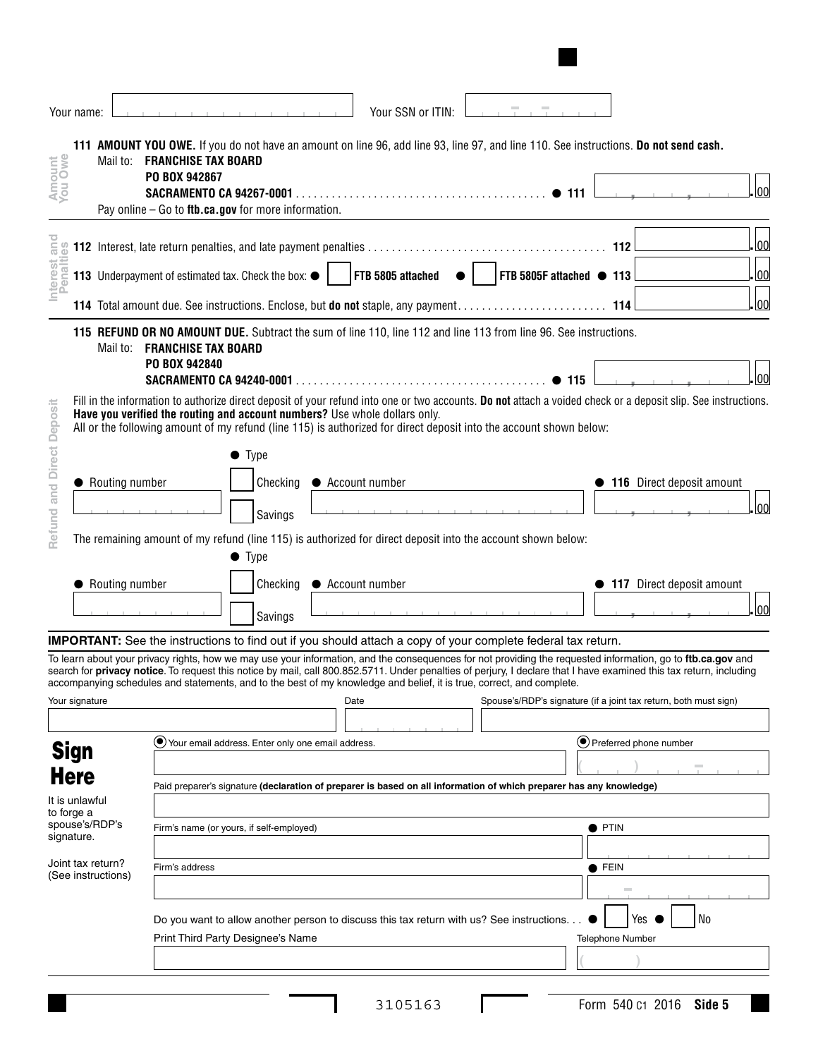Your name: ______________________ Your SSN or ITIN: ______________

## Amount You Owe

**111 AMOUNT YOU OWE.** If you do not have an amount on line 96, add line 93, line 97, and line 110. See instructions. **Do not send cash.**

Mail to: **FRANCHISE TAX BOARD**
**PO BOX 942867**
**SACRAMENTO CA 94267-0001** . . . . . . . . . . . . . . . . . . . . . . . . . ● **111** __________ .00

Pay online – Go to **ftb.ca.gov** for more information.

## Interest and Penalties

**112** Interest, late return penalties, and late payment penalties . . . . . . . . . . . . . . . . . . . . **112** __________ .00

**113** Underpayment of estimated tax. Check the box: ● ☐ **FTB 5805 attached** ● ☐ **FTB 5805F attached** ● **113** __________ .00

**114** Total amount due. See instructions. Enclose, but **do not** staple, any payment. . . . . . . . . . **114** __________ .00

## Refund and Direct Deposit

**115 REFUND OR NO AMOUNT DUE.** Subtract the sum of line 110, line 112 and line 113 from line 96. See instructions.

Mail to: **FRANCHISE TAX BOARD**
**PO BOX 942840**
**SACRAMENTO CA 94240-0001** . . . . . . . . . . . . . . . . . . . . . . . . . ● **115** __________ .00

Fill in the information to authorize direct deposit of your refund into one or two accounts. **Do not** attach a voided check or a deposit slip. See instructions. **Have you verified the routing and account numbers?** Use whole dollars only.

All or the following amount of my refund (line 115) is authorized for direct deposit into the account shown below:

| ● Routing number | ● Type | ● Account number | ● **116** Direct deposit amount |
|---|---|---|---|
| __________ | ☐ Checking ☐ Savings | __________ | __________ .00 |

The remaining amount of my refund (line 115) is authorized for direct deposit into the account shown below:

| ● Routing number | ● Type | ● Account number | ● **117** Direct deposit amount |
|---|---|---|---|
| __________ | ☐ Checking ☐ Savings | __________ | __________ .00 |

**IMPORTANT:** See the instructions to find out if you should attach a copy of your complete federal tax return.

To learn about your privacy rights, how we may use your information, and the consequences for not providing the requested information, go to **ftb.ca.gov** and search for **privacy notice**. To request this notice by mail, call 800.852.5711. Under penalties of perjury, I declare that I have examined this tax return, including accompanying schedules and statements, and to the best of my knowledge and belief, it is true, correct, and complete.

## Sign Here

It is unlawful to forge a spouse's/RDP's signature.

Joint tax return? (See instructions)

Your signature: __________ Date: __________ Spouse's/RDP's signature (if a joint tax return, both must sign): __________

● Your email address. Enter only one email address. __________

● Preferred phone number ( ) __________

Paid preparer's signature **(declaration of preparer is based on all information of which preparer has any knowledge)** __________

Firm's name (or yours, if self-employed) __________ ● PTIN __________

Firm's address __________ ● FEIN __________

Do you want to allow another person to discuss this tax return with us? See instructions. . . ● ☐ Yes ● ☐ No

Print Third Party Designee's Name __________ Telephone Number ( ) __________

3105163

Form 540 C1 2016 **Side 5**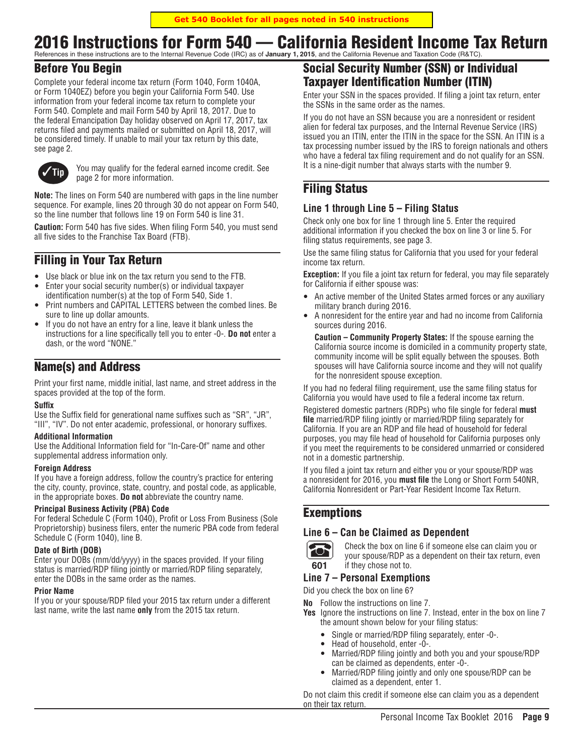Get 540 Booklet for all pages noted in 540 instructions

# 2016 Instructions for Form 540 — California Resident Income Tax Return

References in these instructions are to the Internal Revenue Code (IRC) as of **January 1, 2015**, and the California Revenue and Taxation Code (R&TC).

## Before You Begin

Complete your federal income tax return (Form 1040, Form 1040A, or Form 1040EZ) before you begin your California Form 540. Use information from your federal income tax return to complete your Form 540. Complete and mail Form 540 by April 18, 2017. Due to the federal Emancipation Day holiday observed on April 17, 2017, tax returns filed and payments mailed or submitted on April 18, 2017, will be considered timely. If unable to mail your tax return by this date, see page 2.

**Tip** You may qualify for the federal earned income credit. See page 2 for more information.

**Note:** The lines on Form 540 are numbered with gaps in the line number sequence. For example, lines 20 through 30 do not appear on Form 540, so the line number that follows line 19 on Form 540 is line 31.

**Caution:** Form 540 has five sides. When filing Form 540, you must send all five sides to the Franchise Tax Board (FTB).

## Filling in Your Tax Return

- Use black or blue ink on the tax return you send to the FTB.
- Enter your social security number(s) or individual taxpayer identification number(s) at the top of Form 540, Side 1.
- Print numbers and CAPITAL LETTERS between the combed lines. Be sure to line up dollar amounts.
- If you do not have an entry for a line, leave it blank unless the instructions for a line specifically tell you to enter -0-. **Do not** enter a dash, or the word "NONE."

## Name(s) and Address

Print your first name, middle initial, last name, and street address in the spaces provided at the top of the form.

#### Suffix

Use the Suffix field for generational name suffixes such as "SR", "JR", "III", "IV". Do not enter academic, professional, or honorary suffixes.

#### Additional Information

Use the Additional Information field for "In-Care-Of" name and other supplemental address information only.

#### Foreign Address

If you have a foreign address, follow the country's practice for entering the city, county, province, state, country, and postal code, as applicable, in the appropriate boxes. **Do not** abbreviate the country name.

#### Principal Business Activity (PBA) Code

For federal Schedule C (Form 1040), Profit or Loss From Business (Sole Proprietorship) business filers, enter the numeric PBA code from federal Schedule C (Form 1040), line B.

#### Date of Birth (DOB)

Enter your DOBs (mm/dd/yyyy) in the spaces provided. If your filing status is married/RDP filing jointly or married/RDP filing separately, enter the DOBs in the same order as the names.

#### Prior Name

If you or your spouse/RDP filed your 2015 tax return under a different last name, write the last name **only** from the 2015 tax return.

## Social Security Number (SSN) or Individual Taxpayer Identification Number (ITIN)

Enter your SSN in the spaces provided. If filing a joint tax return, enter the SSNs in the same order as the names.

If you do not have an SSN because you are a nonresident or resident alien for federal tax purposes, and the Internal Revenue Service (IRS) issued you an ITIN, enter the ITIN in the space for the SSN. An ITIN is a tax processing number issued by the IRS to foreign nationals and others who have a federal tax filing requirement and do not qualify for an SSN. It is a nine-digit number that always starts with the number 9.

## Filing Status

### Line 1 through Line 5 – Filing Status

Check only one box for line 1 through line 5. Enter the required additional information if you checked the box on line 3 or line 5. For filing status requirements, see page 3.

Use the same filing status for California that you used for your federal income tax return.

**Exception:** If you file a joint tax return for federal, you may file separately for California if either spouse was:

- An active member of the United States armed forces or any auxiliary military branch during 2016.
- A nonresident for the entire year and had no income from California sources during 2016.

  **Caution – Community Property States:** If the spouse earning the California source income is domiciled in a community property state, community income will be split equally between the spouses. Both spouses will have California source income and they will not qualify for the nonresident spouse exception.

If you had no federal filing requirement, use the same filing status for California you would have used to file a federal income tax return.

Registered domestic partners (RDPs) who file single for federal **must file** married/RDP filing jointly or married/RDP filing separately for California. If you are an RDP and file head of household for federal purposes, you may file head of household for California purposes only if you meet the requirements to be considered unmarried or considered not in a domestic partnership.

If you filed a joint tax return and either you or your spouse/RDP was a nonresident for 2016, you **must file** the Long or Short Form 540NR, California Nonresident or Part-Year Resident Income Tax Return.

## Exemptions

### Line 6 – Can be Claimed as Dependent

601 Check the box on line 6 if someone else can claim you or your spouse/RDP as a dependent on their tax return, even if they chose not to.

### Line 7 – Personal Exemptions

Did you check the box on line 6?

**No** Follow the instructions on line 7.

**Yes** Ignore the instructions on line 7. Instead, enter in the box on line 7 the amount shown below for your filing status:

- Single or married/RDP filing separately, enter -0-.
- Head of household, enter -0-.
- Married/RDP filing jointly and both you and your spouse/RDP can be claimed as dependents, enter -0-.
- Married/RDP filing jointly and only one spouse/RDP can be claimed as a dependent, enter 1.

Do not claim this credit if someone else can claim you as a dependent on their tax return.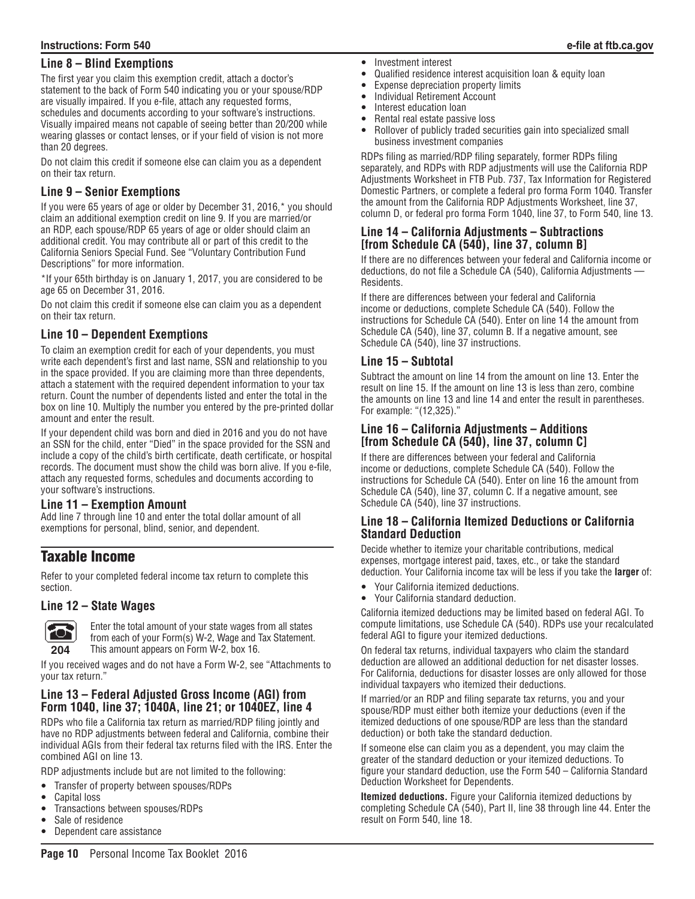### Line 8 – Blind Exemptions

The first year you claim this exemption credit, attach a doctor's statement to the back of Form 540 indicating you or your spouse/RDP are visually impaired. If you e-file, attach any requested forms, schedules and documents according to your software's instructions. Visually impaired means not capable of seeing better than 20/200 while wearing glasses or contact lenses, or if your field of vision is not more than 20 degrees.

Do not claim this credit if someone else can claim you as a dependent on their tax return.

### Line 9 – Senior Exemptions

If you were 65 years of age or older by December 31, 2016,* you should claim an additional exemption credit on line 9. If you are married/or an RDP, each spouse/RDP 65 years of age or older should claim an additional credit. You may contribute all or part of this credit to the California Seniors Special Fund. See "Voluntary Contribution Fund Descriptions" for more information.

*If your 65th birthday is on January 1, 2017, you are considered to be age 65 on December 31, 2016.

Do not claim this credit if someone else can claim you as a dependent on their tax return.

### Line 10 – Dependent Exemptions

To claim an exemption credit for each of your dependents, you must write each dependent's first and last name, SSN and relationship to you in the space provided. If you are claiming more than three dependents, attach a statement with the required dependent information to your tax return. Count the number of dependents listed and enter the total in the box on line 10. Multiply the number you entered by the pre-printed dollar amount and enter the result.

If your dependent child was born and died in 2016 and you do not have an SSN for the child, enter "Died" in the space provided for the SSN and include a copy of the child's birth certificate, death certificate, or hospital records. The document must show the child was born alive. If you e-file, attach any requested forms, schedules and documents according to your software's instructions.

### Line 11 – Exemption Amount

Add line 7 through line 10 and enter the total dollar amount of all exemptions for personal, blind, senior, and dependent.

## Taxable Income

Refer to your completed federal income tax return to complete this section.

### Line 12 – State Wages

204

Enter the total amount of your state wages from all states from each of your Form(s) W-2, Wage and Tax Statement. This amount appears on Form W-2, box 16.

If you received wages and do not have a Form W-2, see "Attachments to your tax return."

### Line 13 – Federal Adjusted Gross Income (AGI) from Form 1040, line 37; 1040A, line 21; or 1040EZ, line 4

RDPs who file a California tax return as married/RDP filing jointly and have no RDP adjustments between federal and California, combine their individual AGIs from their federal tax returns filed with the IRS. Enter the combined AGI on line 13.

RDP adjustments include but are not limited to the following:

- Transfer of property between spouses/RDPs
- Capital loss
- Transactions between spouses/RDPs
- Sale of residence
- Dependent care assistance
- Investment interest
- Qualified residence interest acquisition loan & equity loan
- Expense depreciation property limits
- Individual Retirement Account
- Interest education loan
- Rental real estate passive loss
- Rollover of publicly traded securities gain into specialized small business investment companies

RDPs filing as married/RDP filing separately, former RDPs filing separately, and RDPs with RDP adjustments will use the California RDP Adjustments Worksheet in FTB Pub. 737, Tax Information for Registered Domestic Partners, or complete a federal pro forma Form 1040. Transfer the amount from the California RDP Adjustments Worksheet, line 37, column D, or federal pro forma Form 1040, line 37, to Form 540, line 13.

### Line 14 – California Adjustments – Subtractions [from Schedule CA (540), line 37, column B]

If there are no differences between your federal and California income or deductions, do not file a Schedule CA (540), California Adjustments — Residents.

If there are differences between your federal and California income or deductions, complete Schedule CA (540). Follow the instructions for Schedule CA (540). Enter on line 14 the amount from Schedule CA (540), line 37, column B. If a negative amount, see Schedule CA (540), line 37 instructions.

### Line 15 – Subtotal

Subtract the amount on line 14 from the amount on line 13. Enter the result on line 15. If the amount on line 13 is less than zero, combine the amounts on line 13 and line 14 and enter the result in parentheses. For example: "(12,325)."

### Line 16 – California Adjustments – Additions [from Schedule CA (540), line 37, column C]

If there are differences between your federal and California income or deductions, complete Schedule CA (540). Follow the instructions for Schedule CA (540). Enter on line 16 the amount from Schedule CA (540), line 37, column C. If a negative amount, see Schedule CA (540), line 37 instructions.

### Line 18 – California Itemized Deductions or California Standard Deduction

Decide whether to itemize your charitable contributions, medical expenses, mortgage interest paid, taxes, etc., or take the standard deduction. Your California income tax will be less if you take the **larger** of:

- Your California itemized deductions.
- Your California standard deduction.

California itemized deductions may be limited based on federal AGI. To compute limitations, use Schedule CA (540). RDPs use your recalculated federal AGI to figure your itemized deductions.

On federal tax returns, individual taxpayers who claim the standard deduction are allowed an additional deduction for net disaster losses. For California, deductions for disaster losses are only allowed for those individual taxpayers who itemized their deductions.

If married/or an RDP and filing separate tax returns, you and your spouse/RDP must either both itemize your deductions (even if the itemized deductions of one spouse/RDP are less than the standard deduction) or both take the standard deduction.

If someone else can claim you as a dependent, you may claim the greater of the standard deduction or your itemized deductions. To figure your standard deduction, use the Form 540 – California Standard Deduction Worksheet for Dependents.

**Itemized deductions.** Figure your California itemized deductions by completing Schedule CA (540), Part II, line 38 through line 44. Enter the result on Form 540, line 18.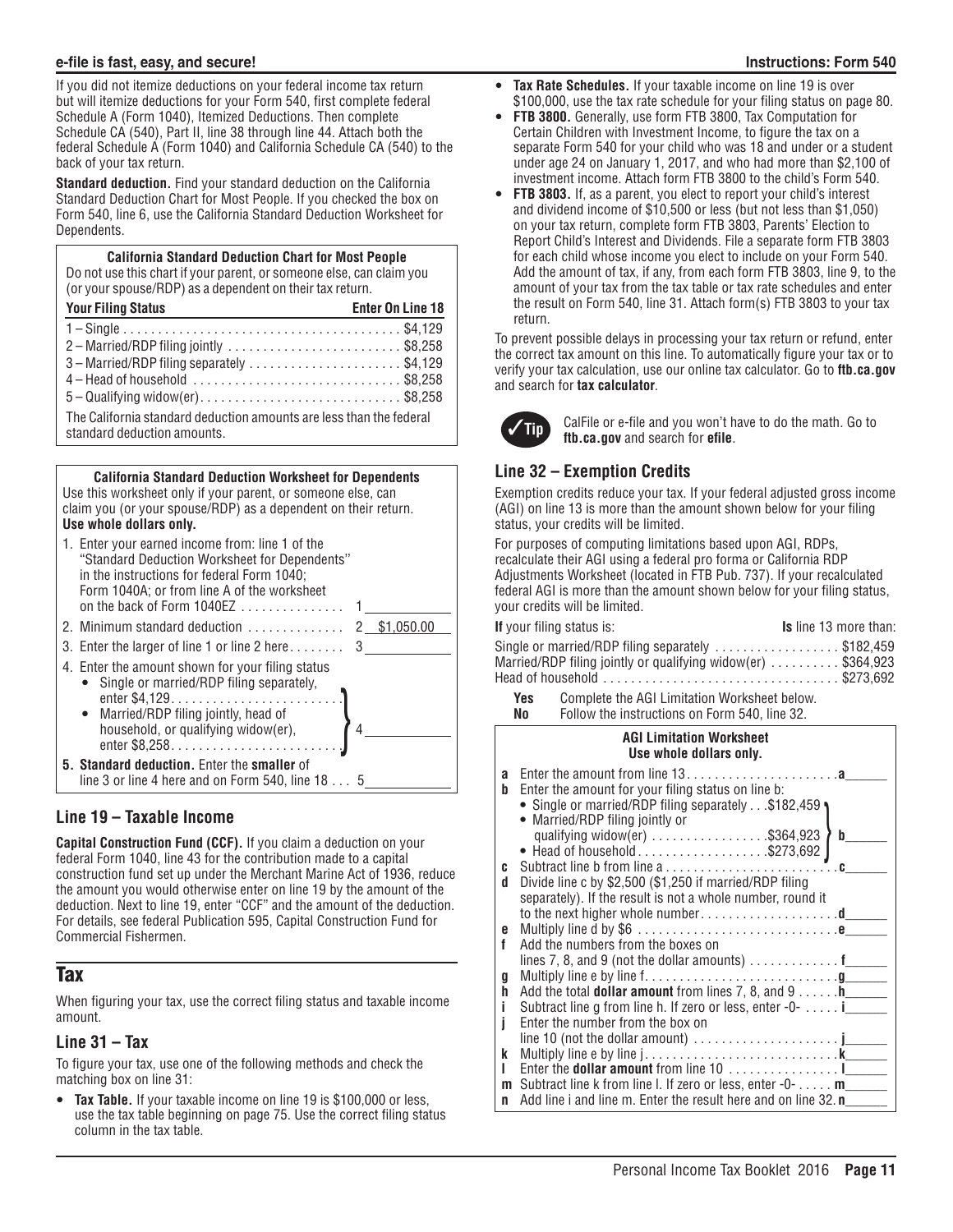If you did not itemize deductions on your federal income tax return but will itemize deductions for your Form 540, first complete federal Schedule A (Form 1040), Itemized Deductions. Then complete Schedule CA (540), Part II, line 38 through line 44. Attach both the federal Schedule A (Form 1040) and California Schedule CA (540) to the back of your tax return.

**Standard deduction.** Find your standard deduction on the California Standard Deduction Chart for Most People. If you checked the box on Form 540, line 6, use the California Standard Deduction Worksheet for Dependents.

**California Standard Deduction Chart for Most People**

Do not use this chart if your parent, or someone else, can claim you (or your spouse/RDP) as a dependent on their tax return.

| Your Filing Status | Enter On Line 18 |
|---|---|
| 1 – Single | $4,129 |
| 2 – Married/RDP filing jointly | $8,258 |
| 3 – Married/RDP filing separately | $4,129 |
| 4 – Head of household | $8,258 |
| 5 – Qualifying widow(er) | $8,258 |

The California standard deduction amounts are less than the federal standard deduction amounts.

**California Standard Deduction Worksheet for Dependents**

Use this worksheet only if your parent, or someone else, can claim you (or your spouse/RDP) as a dependent on their return. **Use whole dollars only.**

1. Enter your earned income from: line 1 of the "Standard Deduction Worksheet for Dependents" in the instructions for federal Form 1040; Form 1040A; or from line A of the worksheet on the back of Form 1040EZ . . . 1 ______
2. Minimum standard deduction . . . 2 $1,050.00
3. Enter the larger of line 1 or line 2 here . . . 3 ______
4. Enter the amount shown for your filing status
   - Single or married/RDP filing separately, enter $4,129
   - Married/RDP filing jointly, head of household, or qualifying widow(er), enter $8,258 . . . 4 ______
5. **Standard deduction.** Enter the **smaller** of line 3 or line 4 here and on Form 540, line 18 . . . 5 ______

## Line 19 – Taxable Income

**Capital Construction Fund (CCF).** If you claim a deduction on your federal Form 1040, line 43 for the contribution made to a capital construction fund set up under the Merchant Marine Act of 1936, reduce the amount you would otherwise enter on line 19 by the amount of the deduction. Next to line 19, enter "CCF" and the amount of the deduction. For details, see federal Publication 595, Capital Construction Fund for Commercial Fishermen.

# Tax

When figuring your tax, use the correct filing status and taxable income amount.

## Line 31 – Tax

To figure your tax, use one of the following methods and check the matching box on line 31:

- **Tax Table.** If your taxable income on line 19 is $100,000 or less, use the tax table beginning on page 75. Use the correct filing status column in the tax table.
- **Tax Rate Schedules.** If your taxable income on line 19 is over $100,000, use the tax rate schedule for your filing status on page 80.
- **FTB 3800.** Generally, use form FTB 3800, Tax Computation for Certain Children with Investment Income, to figure the tax on a separate Form 540 for your child who was 18 and under or a student under age 24 on January 1, 2017, and who had more than $2,100 of investment income. Attach form FTB 3800 to the child's Form 540.
- **FTB 3803.** If, as a parent, you elect to report your child's interest and dividend income of $10,500 or less (but not less than $1,050) on your tax return, complete form FTB 3803, Parents' Election to Report Child's Interest and Dividends. File a separate form FTB 3803 for each child whose income you elect to include on your Form 540. Add the amount of tax, if any, from each form FTB 3803, line 9, to the amount of your tax from the tax table or tax rate schedules and enter the result on Form 540, line 31. Attach form(s) FTB 3803 to your tax return.

To prevent possible delays in processing your tax return or refund, enter the correct tax amount on this line. To automatically figure your tax or to verify your tax calculation, use our online tax calculator. Go to **ftb.ca.gov** and search for **tax calculator**.

**Tip:** CalFile or e-file and you won't have to do the math. Go to **ftb.ca.gov** and search for **efile**.

## Line 32 – Exemption Credits

Exemption credits reduce your tax. If your federal adjusted gross income (AGI) on line 13 is more than the amount shown below for your filing status, your credits will be limited.

For purposes of computing limitations based upon AGI, RDPs, recalculate their AGI using a federal pro forma or California RDP Adjustments Worksheet (located in FTB Pub. 737). If your recalculated federal AGI is more than the amount shown below for your filing status, your credits will be limited.

| **If** your filing status is: | **Is** line 13 more than: |
|---|---|
| Single or married/RDP filing separately | $182,459 |
| Married/RDP filing jointly or qualifying widow(er) | $364,923 |
| Head of household | $273,692 |

**Yes** Complete the AGI Limitation Worksheet below.
**No** Follow the instructions on Form 540, line 32.

**AGI Limitation Worksheet**
**Use whole dollars only.**

- **a** Enter the amount from line 13 . . . **a** ______
- **b** Enter the amount for your filing status on line b:
  - Single or married/RDP filing separately . . . $182,459
  - Married/RDP filing jointly or qualifying widow(er) . . . $364,923
  - Head of household . . . $273,692 . . . **b** ______
- **c** Subtract line b from line a . . . **c** ______
- **d** Divide line c by $2,500 ($1,250 if married/RDP filing separately). If the result is not a whole number, round it to the next higher whole number . . . **d** ______
- **e** Multiply line d by $6 . . . **e** ______
- **f** Add the numbers from the boxes on lines 7, 8, and 9 (not the dollar amounts) . . . **f** ______
- **g** Multiply line e by line f . . . **g** ______
- **h** Add the total **dollar amount** from lines 7, 8, and 9 . . . **h** ______
- **i** Subtract line g from line h. If zero or less, enter -0- . . . **i** ______
- **j** Enter the number from the box on line 10 (not the dollar amount) . . . **j** ______
- **k** Multiply line e by line j . . . **k** ______
- **l** Enter the **dollar amount** from line 10 . . . **l** ______
- **m** Subtract line k from line l. If zero or less, enter -0- . . . **m** ______
- **n** Add line i and line m. Enter the result here and on line 32. **n** ______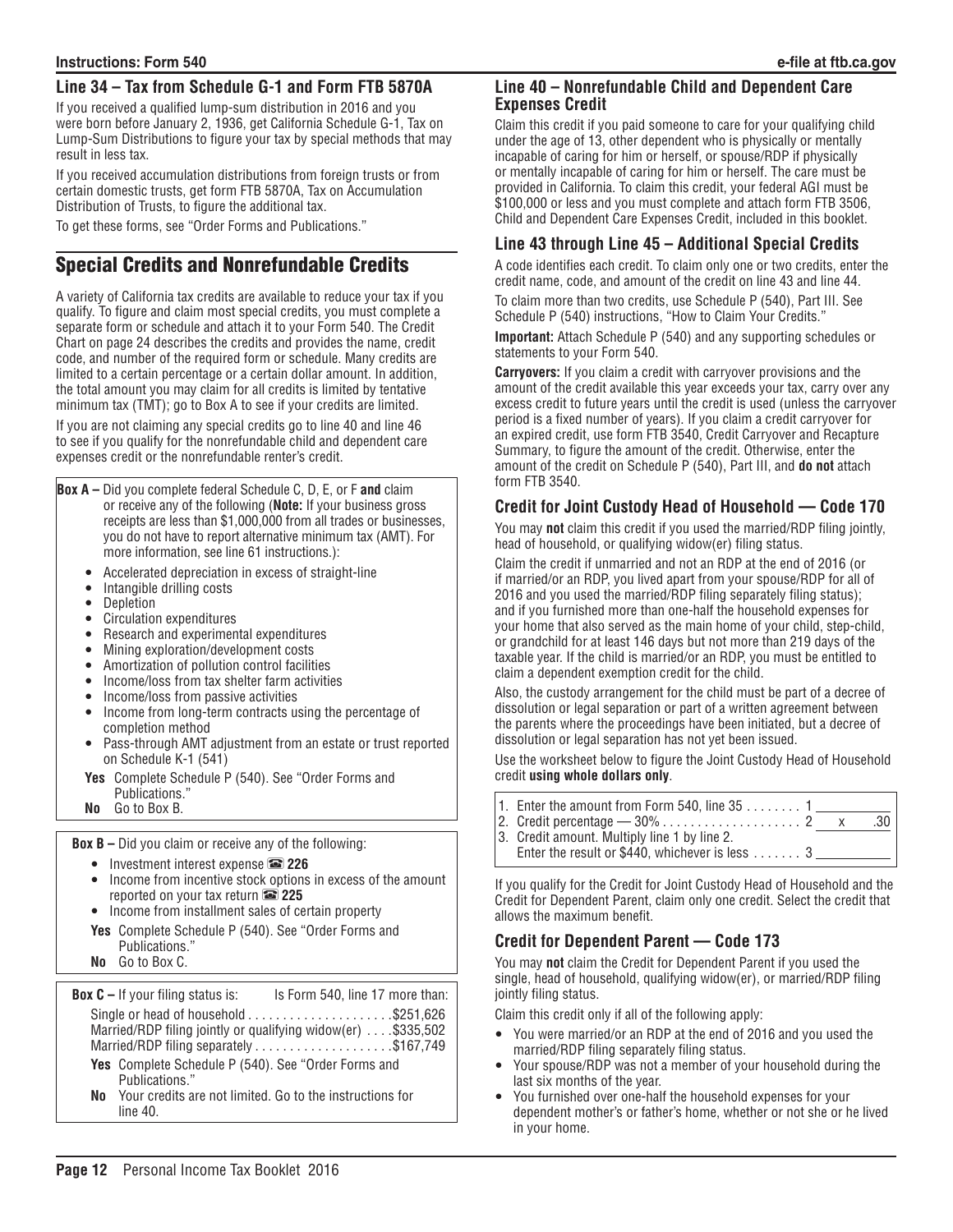## Line 34 – Tax from Schedule G-1 and Form FTB 5870A

If you received a qualified lump-sum distribution in 2016 and you were born before January 2, 1936, get California Schedule G-1, Tax on Lump-Sum Distributions to figure your tax by special methods that may result in less tax.

If you received accumulation distributions from foreign trusts or from certain domestic trusts, get form FTB 5870A, Tax on Accumulation Distribution of Trusts, to figure the additional tax.

To get these forms, see "Order Forms and Publications."

# Special Credits and Nonrefundable Credits

A variety of California tax credits are available to reduce your tax if you qualify. To figure and claim most special credits, you must complete a separate form or schedule and attach it to your Form 540. The Credit Chart on page 24 describes the credits and provides the name, credit code, and number of the required form or schedule. Many credits are limited to a certain percentage or a certain dollar amount. In addition, the total amount you may claim for all credits is limited by tentative minimum tax (TMT); go to Box A to see if your credits are limited.

If you are not claiming any special credits go to line 40 and line 46 to see if you qualify for the nonrefundable child and dependent care expenses credit or the nonrefundable renter's credit.

**Box A –** Did you complete federal Schedule C, D, E, or F **and** claim or receive any of the following (**Note:** If your business gross receipts are less than $1,000,000 from all trades or businesses, you do not have to report alternative minimum tax (AMT). For more information, see line 61 instructions.):

- Accelerated depreciation in excess of straight-line
- Intangible drilling costs
- Depletion
- Circulation expenditures
- Research and experimental expenditures
- Mining exploration/development costs
- Amortization of pollution control facilities
- Income/loss from tax shelter farm activities
- Income/loss from passive activities
- Income from long-term contracts using the percentage of completion method
- Pass-through AMT adjustment from an estate or trust reported on Schedule K-1 (541)

**Yes** Complete Schedule P (540). See "Order Forms and Publications."
**No** Go to Box B.

**Box B –** Did you claim or receive any of the following:

- Investment interest expense ☎ **226**
- Income from incentive stock options in excess of the amount reported on your tax return ☎ **225**
- Income from installment sales of certain property

**Yes** Complete Schedule P (540). See "Order Forms and Publications."
**No** Go to Box C.

**Box C –** If your filing status is: Is Form 540, line 17 more than:

| If your filing status is: | Is Form 540, line 17 more than: |
|---|---|
| Single or head of household | $251,626 |
| Married/RDP filing jointly or qualifying widow(er) | $335,502 |
| Married/RDP filing separately | $167,749 |

**Yes** Complete Schedule P (540). See "Order Forms and Publications."
**No** Your credits are not limited. Go to the instructions for line 40.

## Line 40 – Nonrefundable Child and Dependent Care Expenses Credit

Claim this credit if you paid someone to care for your qualifying child under the age of 13, other dependent who is physically or mentally incapable of caring for him or herself, or spouse/RDP if physically or mentally incapable of caring for him or herself. The care must be provided in California. To claim this credit, your federal AGI must be $100,000 or less and you must complete and attach form FTB 3506, Child and Dependent Care Expenses Credit, included in this booklet.

## Line 43 through Line 45 – Additional Special Credits

A code identifies each credit. To claim only one or two credits, enter the credit name, code, and amount of the credit on line 43 and line 44.

To claim more than two credits, use Schedule P (540), Part III. See Schedule P (540) instructions, "How to Claim Your Credits."

**Important:** Attach Schedule P (540) and any supporting schedules or statements to your Form 540.

**Carryovers:** If you claim a credit with carryover provisions and the amount of the credit available this year exceeds your tax, carry over any excess credit to future years until the credit is used (unless the carryover period is a fixed number of years). If you claim a credit carryover for an expired credit, use form FTB 3540, Credit Carryover and Recapture Summary, to figure the amount of the credit. Otherwise, enter the amount of the credit on Schedule P (540), Part III, and **do not** attach form FTB 3540.

## Credit for Joint Custody Head of Household — Code 170

You may **not** claim this credit if you used the married/RDP filing jointly, head of household, or qualifying widow(er) filing status.

Claim the credit if unmarried and not an RDP at the end of 2016 (or if married/or an RDP, you lived apart from your spouse/RDP for all of 2016 and you used the married/RDP filing separately filing status); and if you furnished more than one-half the household expenses for your home that also served as the main home of your child, step-child, or grandchild for at least 146 days but not more than 219 days of the taxable year. If the child is married/or an RDP, you must be entitled to claim a dependent exemption credit for the child.

Also, the custody arrangement for the child must be part of a decree of dissolution or legal separation or part of a written agreement between the parents where the proceedings have been initiated, but a decree of dissolution or legal separation has not yet been issued.

Use the worksheet below to figure the Joint Custody Head of Household credit **using whole dollars only**.

| | | |
|---|---|---|
| 1. Enter the amount from Form 540, line 35 | 1 | |
| 2. Credit percentage — 30% | 2 | x .30 |
| 3. Credit amount. Multiply line 1 by line 2. Enter the result or $440, whichever is less | 3 | |

If you qualify for the Credit for Joint Custody Head of Household and the Credit for Dependent Parent, claim only one credit. Select the credit that allows the maximum benefit.

## Credit for Dependent Parent — Code 173

You may **not** claim the Credit for Dependent Parent if you used the single, head of household, qualifying widow(er), or married/RDP filing jointly filing status.

Claim this credit only if all of the following apply:

- You were married/or an RDP at the end of 2016 and you used the married/RDP filing separately filing status.
- Your spouse/RDP was not a member of your household during the last six months of the year.
- You furnished over one-half the household expenses for your dependent mother's or father's home, whether or not she or he lived in your home.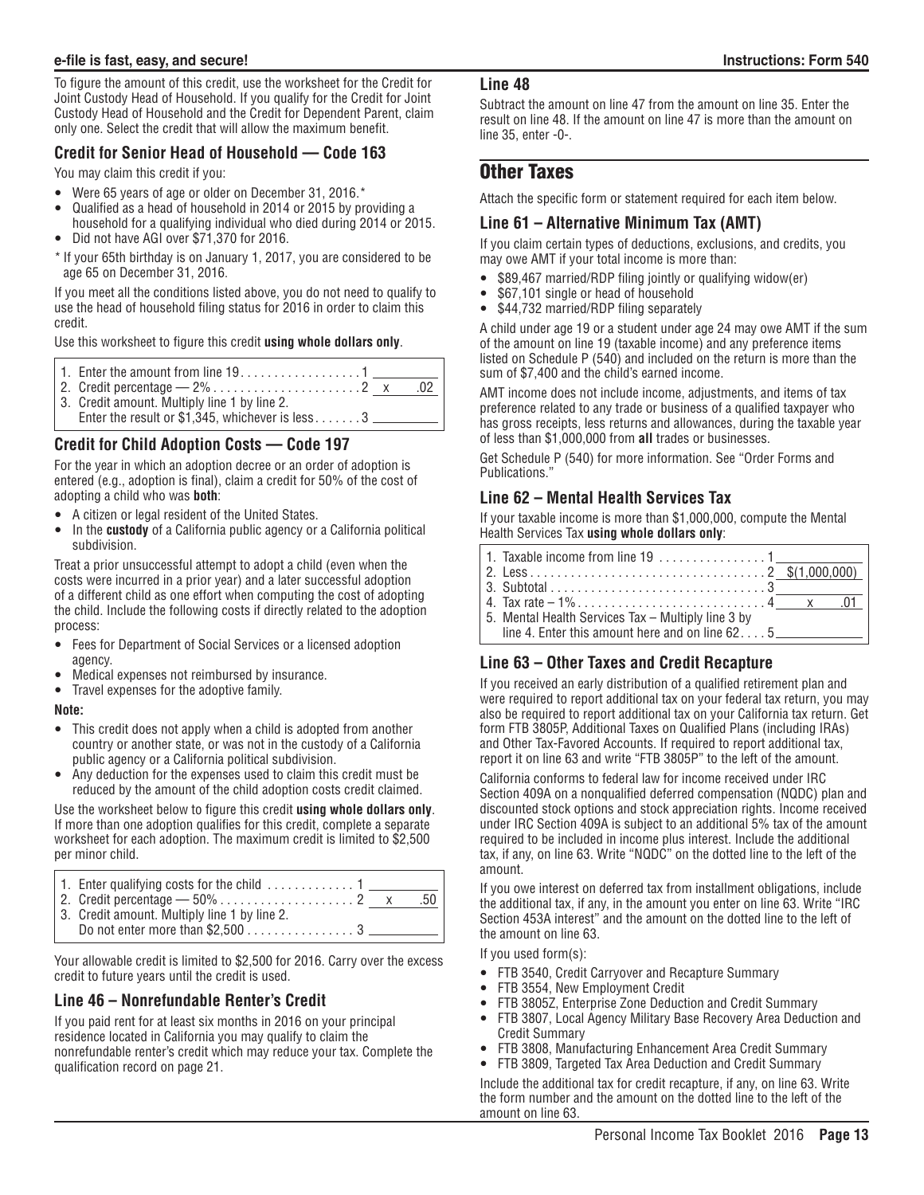To figure the amount of this credit, use the worksheet for the Credit for Joint Custody Head of Household. If you qualify for the Credit for Joint Custody Head of Household and the Credit for Dependent Parent, claim only one. Select the credit that will allow the maximum benefit.

### Credit for Senior Head of Household — Code 163

You may claim this credit if you:

- Were 65 years of age or older on December 31, 2016.*
- Qualified as a head of household in 2014 or 2015 by providing a household for a qualifying individual who died during 2014 or 2015.
- Did not have AGI over $71,370 for 2016.

* If your 65th birthday is on January 1, 2017, you are considered to be age 65 on December 31, 2016.

If you meet all the conditions listed above, you do not need to qualify to use the head of household filing status for 2016 in order to claim this credit.

Use this worksheet to figure this credit **using whole dollars only**.

| | | |
|---|---|---|
| 1. Enter the amount from line 19 | 1 | |
| 2. Credit percentage — 2% | 2 | x .02 |
| 3. Credit amount. Multiply line 1 by line 2. Enter the result or $1,345, whichever is less | 3 | |

### Credit for Child Adoption Costs — Code 197

For the year in which an adoption decree or an order of adoption is entered (e.g., adoption is final), claim a credit for 50% of the cost of adopting a child who was **both**:

- A citizen or legal resident of the United States.
- In the **custody** of a California public agency or a California political subdivision.

Treat a prior unsuccessful attempt to adopt a child (even when the costs were incurred in a prior year) and a later successful adoption of a different child as one effort when computing the cost of adopting the child. Include the following costs if directly related to the adoption process:

- Fees for Department of Social Services or a licensed adoption agency.
- Medical expenses not reimbursed by insurance.
- Travel expenses for the adoptive family.

**Note:**

- This credit does not apply when a child is adopted from another country or another state, or was not in the custody of a California public agency or a California political subdivision.
- Any deduction for the expenses used to claim this credit must be reduced by the amount of the child adoption costs credit claimed.

Use the worksheet below to figure this credit **using whole dollars only**. If more than one adoption qualifies for this credit, complete a separate worksheet for each adoption. The maximum credit is limited to $2,500 per minor child.

| | | |
|---|---|---|
| 1. Enter qualifying costs for the child | 1 | |
| 2. Credit percentage — 50% | 2 | x .50 |
| 3. Credit amount. Multiply line 1 by line 2. Do not enter more than $2,500 | 3 | |

Your allowable credit is limited to $2,500 for 2016. Carry over the excess credit to future years until the credit is used.

### Line 46 – Nonrefundable Renter's Credit

If you paid rent for at least six months in 2016 on your principal residence located in California you may qualify to claim the nonrefundable renter's credit which may reduce your tax. Complete the qualification record on page 21.

### Line 48

Subtract the amount on line 47 from the amount on line 35. Enter the result on line 48. If the amount on line 47 is more than the amount on line 35, enter -0-.

## Other Taxes

Attach the specific form or statement required for each item below.

### Line 61 – Alternative Minimum Tax (AMT)

If you claim certain types of deductions, exclusions, and credits, you may owe AMT if your total income is more than:

- $89,467 married/RDP filing jointly or qualifying widow(er)
- $67,101 single or head of household
- $44,732 married/RDP filing separately

A child under age 19 or a student under age 24 may owe AMT if the sum of the amount on line 19 (taxable income) and any preference items listed on Schedule P (540) and included on the return is more than the sum of $7,400 and the child's earned income.

AMT income does not include income, adjustments, and items of tax preference related to any trade or business of a qualified taxpayer who has gross receipts, less returns and allowances, during the taxable year of less than $1,000,000 from **all** trades or businesses.

Get Schedule P (540) for more information. See "Order Forms and Publications."

### Line 62 – Mental Health Services Tax

If your taxable income is more than $1,000,000, compute the Mental Health Services Tax **using whole dollars only**:

| | | |
|---|---|---|
| 1. Taxable income from line 19 | 1 | |
| 2. Less | 2 | $(1,000,000) |
| 3. Subtotal | 3 | |
| 4. Tax rate – 1% | 4 | x .01 |
| 5. Mental Health Services Tax – Multiply line 3 by line 4. Enter this amount here and on line 62 | 5 | |

### Line 63 – Other Taxes and Credit Recapture

If you received an early distribution of a qualified retirement plan and were required to report additional tax on your federal tax return, you may also be required to report additional tax on your California tax return. Get form FTB 3805P, Additional Taxes on Qualified Plans (including IRAs) and Other Tax-Favored Accounts. If required to report additional tax, report it on line 63 and write "FTB 3805P" to the left of the amount.

California conforms to federal law for income received under IRC Section 409A on a nonqualified deferred compensation (NQDC) plan and discounted stock options and stock appreciation rights. Income received under IRC Section 409A is subject to an additional 5% tax of the amount required to be included in income plus interest. Include the additional tax, if any, on line 63. Write "NQDC" on the dotted line to the left of the amount.

If you owe interest on deferred tax from installment obligations, include the additional tax, if any, in the amount you enter on line 63. Write "IRC Section 453A interest" and the amount on the dotted line to the left of the amount on line 63.

If you used form(s):

- FTB 3540, Credit Carryover and Recapture Summary
- FTB 3554, New Employment Credit
- FTB 3805Z, Enterprise Zone Deduction and Credit Summary
- FTB 3807, Local Agency Military Base Recovery Area Deduction and Credit Summary
- FTB 3808, Manufacturing Enhancement Area Credit Summary
- FTB 3809, Targeted Tax Area Deduction and Credit Summary

Include the additional tax for credit recapture, if any, on line 63. Write the form number and the amount on the dotted line to the left of the amount on line 63.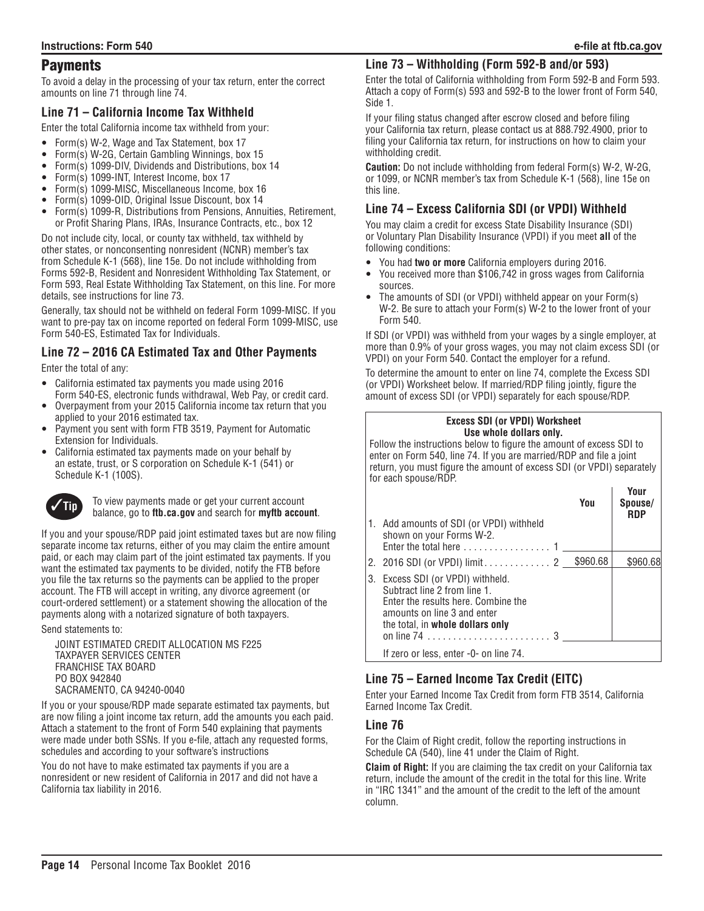## Payments

To avoid a delay in the processing of your tax return, enter the correct amounts on line 71 through line 74.

### Line 71 – California Income Tax Withheld

Enter the total California income tax withheld from your:

- Form(s) W-2, Wage and Tax Statement, box 17
- Form(s) W-2G, Certain Gambling Winnings, box 15
- Form(s) 1099-DIV, Dividends and Distributions, box 14
- Form(s) 1099-INT, Interest Income, box 17
- Form(s) 1099-MISC, Miscellaneous Income, box 16
- Form(s) 1099-OID, Original Issue Discount, box 14
- Form(s) 1099-R, Distributions from Pensions, Annuities, Retirement, or Profit Sharing Plans, IRAs, Insurance Contracts, etc., box 12

Do not include city, local, or county tax withheld, tax withheld by other states, or nonconsenting nonresident (NCNR) member's tax from Schedule K-1 (568), line 15e. Do not include withholding from Forms 592-B, Resident and Nonresident Withholding Tax Statement, or Form 593, Real Estate Withholding Tax Statement, on this line. For more details, see instructions for line 73.

Generally, tax should not be withheld on federal Form 1099-MISC. If you want to pre-pay tax on income reported on federal Form 1099-MISC, use Form 540-ES, Estimated Tax for Individuals.

### Line 72 – 2016 CA Estimated Tax and Other Payments

Enter the total of any:

- California estimated tax payments you made using 2016 Form 540-ES, electronic funds withdrawal, Web Pay, or credit card.
- Overpayment from your 2015 California income tax return that you applied to your 2016 estimated tax.
- Payment you sent with form FTB 3519, Payment for Automatic Extension for Individuals.
- California estimated tax payments made on your behalf by an estate, trust, or S corporation on Schedule K-1 (541) or Schedule K-1 (100S).

**Tip** To view payments made or get your current account balance, go to **ftb.ca.gov** and search for **myftb account**.

If you and your spouse/RDP paid joint estimated taxes but are now filing separate income tax returns, either of you may claim the entire amount paid, or each may claim part of the joint estimated tax payments. If you want the estimated tax payments to be divided, notify the FTB before you file the tax returns so the payments can be applied to the proper account. The FTB will accept in writing, any divorce agreement (or court-ordered settlement) or a statement showing the allocation of the payments along with a notarized signature of both taxpayers.

Send statements to:

JOINT ESTIMATED CREDIT ALLOCATION MS F225
TAXPAYER SERVICES CENTER
FRANCHISE TAX BOARD
PO BOX 942840
SACRAMENTO, CA 94240-0040

If you or your spouse/RDP made separate estimated tax payments, but are now filing a joint income tax return, add the amounts you each paid. Attach a statement to the front of Form 540 explaining that payments were made under both SSNs. If you e-file, attach any requested forms, schedules and according to your software's instructions

You do not have to make estimated tax payments if you are a nonresident or new resident of California in 2017 and did not have a California tax liability in 2016.

### Line 73 – Withholding (Form 592-B and/or 593)

Enter the total of California withholding from Form 592-B and Form 593. Attach a copy of Form(s) 593 and 592-B to the lower front of Form 540, Side 1.

If your filing status changed after escrow closed and before filing your California tax return, please contact us at 888.792.4900, prior to filing your California tax return, for instructions on how to claim your withholding credit.

**Caution:** Do not include withholding from federal Form(s) W-2, W-2G, or 1099, or NCNR member's tax from Schedule K-1 (568), line 15e on this line.

### Line 74 – Excess California SDI (or VPDI) Withheld

You may claim a credit for excess State Disability Insurance (SDI) or Voluntary Plan Disability Insurance (VPDI) if you meet **all** of the following conditions:

- You had **two or more** California employers during 2016.
- You received more than $106,742 in gross wages from California sources.
- The amounts of SDI (or VPDI) withheld appear on your Form(s) W-2. Be sure to attach your Form(s) W-2 to the lower front of your Form 540.

If SDI (or VPDI) was withheld from your wages by a single employer, at more than 0.9% of your gross wages, you may not claim excess SDI (or VPDI) on your Form 540. Contact the employer for a refund.

To determine the amount to enter on line 74, complete the Excess SDI (or VPDI) Worksheet below. If married/RDP filing jointly, figure the amount of excess SDI (or VPDI) separately for each spouse/RDP.

**Excess SDI (or VPDI) Worksheet**
**Use whole dollars only.**

Follow the instructions below to figure the amount of excess SDI to enter on Form 540, line 74. If you are married/RDP and file a joint return, you must figure the amount of excess SDI (or VPDI) separately for each spouse/RDP.

| | You | Your Spouse/ RDP |
|---|---|---|
| 1. Add amounts of SDI (or VPDI) withheld shown on your Forms W-2. Enter the total here . . . . . . . . . . . . . . . . 1 | | |
| 2. 2016 SDI (or VPDI) limit . . . . . . . . . . . . 2 | $960.68 | $960.68 |
| 3. Excess SDI (or VPDI) withheld. Subtract line 2 from line 1. Enter the results here. Combine the amounts on line 3 and enter the total, in **whole dollars only** on line 74 . . . . . . . . . . . . . . . . . . . . . . . . 3 | | |

If zero or less, enter -0- on line 74.

### Line 75 – Earned Income Tax Credit (EITC)

Enter your Earned Income Tax Credit from form FTB 3514, California Earned Income Tax Credit.

### Line 76

For the Claim of Right credit, follow the reporting instructions in Schedule CA (540), line 41 under the Claim of Right.

**Claim of Right:** If you are claiming the tax credit on your California tax return, include the amount of the credit in the total for this line. Write in "IRC 1341" and the amount of the credit to the left of the amount column.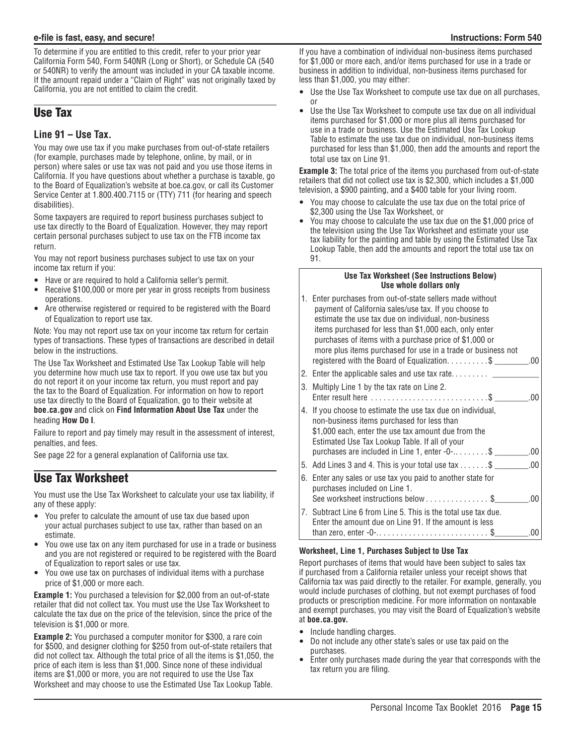To determine if you are entitled to this credit, refer to your prior year California Form 540, Form 540NR (Long or Short), or Schedule CA (540 or 540NR) to verify the amount was included in your CA taxable income. If the amount repaid under a "Claim of Right" was not originally taxed by California, you are not entitled to claim the credit.

## Use Tax

### Line 91 – Use Tax.

You may owe use tax if you make purchases from out-of-state retailers (for example, purchases made by telephone, online, by mail, or in person) where sales or use tax was not paid and you use those items in California. If you have questions about whether a purchase is taxable, go to the Board of Equalization's website at boe.ca.gov, or call its Customer Service Center at 1.800.400.7115 or (TTY) 711 (for hearing and speech disabilities).

Some taxpayers are required to report business purchases subject to use tax directly to the Board of Equalization. However, they may report certain personal purchases subject to use tax on the FTB income tax return.

You may not report business purchases subject to use tax on your income tax return if you:

- Have or are required to hold a California seller's permit.
- Receive $100,000 or more per year in gross receipts from business operations.
- Are otherwise registered or required to be registered with the Board of Equalization to report use tax.

Note: You may not report use tax on your income tax return for certain types of transactions. These types of transactions are described in detail below in the instructions.

The Use Tax Worksheet and Estimated Use Tax Lookup Table will help you determine how much use tax to report. If you owe use tax but you do not report it on your income tax return, you must report and pay the tax to the Board of Equalization. For information on how to report use tax directly to the Board of Equalization, go to their website at **boe.ca.gov** and click on **Find Information About Use Tax** under the heading **How Do I**.

Failure to report and pay timely may result in the assessment of interest, penalties, and fees.

See page 22 for a general explanation of California use tax.

## Use Tax Worksheet

You must use the Use Tax Worksheet to calculate your use tax liability, if any of these apply:

- You prefer to calculate the amount of use tax due based upon your actual purchases subject to use tax, rather than based on an estimate.
- You owe use tax on any item purchased for use in a trade or business and you are not registered or required to be registered with the Board of Equalization to report sales or use tax.
- You owe use tax on purchases of individual items with a purchase price of $1,000 or more each.

**Example 1:** You purchased a television for $2,000 from an out-of-state retailer that did not collect tax. You must use the Use Tax Worksheet to calculate the tax due on the price of the television, since the price of the television is $1,000 or more.

**Example 2:** You purchased a computer monitor for $300, a rare coin for $500, and designer clothing for $250 from out-of-state retailers that did not collect tax. Although the total price of all the items is $1,050, the price of each item is less than $1,000. Since none of these individual items are $1,000 or more, you are not required to use the Use Tax Worksheet and may choose to use the Estimated Use Tax Lookup Table.

If you have a combination of individual non-business items purchased for $1,000 or more each, and/or items purchased for use in a trade or business in addition to individual, non-business items purchased for less than $1,000, you may either:

- Use the Use Tax Worksheet to compute use tax due on all purchases, or
- Use the Use Tax Worksheet to compute use tax due on all individual items purchased for $1,000 or more plus all items purchased for use in a trade or business. Use the Estimated Use Tax Lookup Table to estimate the use tax due on individual, non-business items purchased for less than $1,000, then add the amounts and report the total use tax on Line 91.

**Example 3:** The total price of the items you purchased from out-of-state retailers that did not collect use tax is $2,300, which includes a $1,000 television, a $900 painting, and a $400 table for your living room.

- You may choose to calculate the use tax due on the total price of $2,300 using the Use Tax Worksheet, or
- You may choose to calculate the use tax due on the $1,000 price of the television using the Use Tax Worksheet and estimate your use tax liability for the painting and table by using the Estimated Use Tax Lookup Table, then add the amounts and report the total use tax on 91.

**Use Tax Worksheet (See Instructions Below)**
**Use whole dollars only**

| | | |
|---|---|---|
| 1. | Enter purchases from out-of-state sellers made without payment of California sales/use tax. If you choose to estimate the use tax due on individual, non-business items purchased for less than $1,000 each, only enter purchases of items with a purchase price of $1,000 or more plus items purchased for use in a trade or business not registered with the Board of Equalization. . . . . . . . . . | $ ________.00 |
| 2. | Enter the applicable sales and use tax rate. . . . . . . . . | ___________ |
| 3. | Multiply Line 1 by the tax rate on Line 2. Enter result here . . . . . . . . . . . . . . . . . . . . . . . . . . . | $ ________.00 |
| 4. | If you choose to estimate the use tax due on individual, non-business items purchased for less than $1,000 each, enter the use tax amount due from the Estimated Use Tax Lookup Table. If all of your purchases are included in Line 1, enter -0-. . . . . . . . . | $ ________.00 |
| 5. | Add Lines 3 and 4. This is your total use tax . . . . . . . | $ ________.00 |
| 6. | Enter any sales or use tax you paid to another state for purchases included on Line 1. See worksheet instructions below . . . . . . . . . . . . . . . | $ ________.00 |
| 7. | Subtract Line 6 from Line 5. This is the total use tax due. Enter the amount due on Line 91. If the amount is less than zero, enter -0-. . . . . . . . . . . . . . . . . . . . . . . . . . . | $ ________.00 |

#### Worksheet, Line 1, Purchases Subject to Use Tax

Report purchases of items that would have been subject to sales tax if purchased from a California retailer unless your receipt shows that California tax was paid directly to the retailer. For example, generally, you would include purchases of clothing, but not exempt purchases of food products or prescription medicine. For more information on nontaxable and exempt purchases, you may visit the Board of Equalization's website at **boe.ca.gov.**

- Include handling charges.
- Do not include any other state's sales or use tax paid on the purchases.
- Enter only purchases made during the year that corresponds with the tax return you are filing.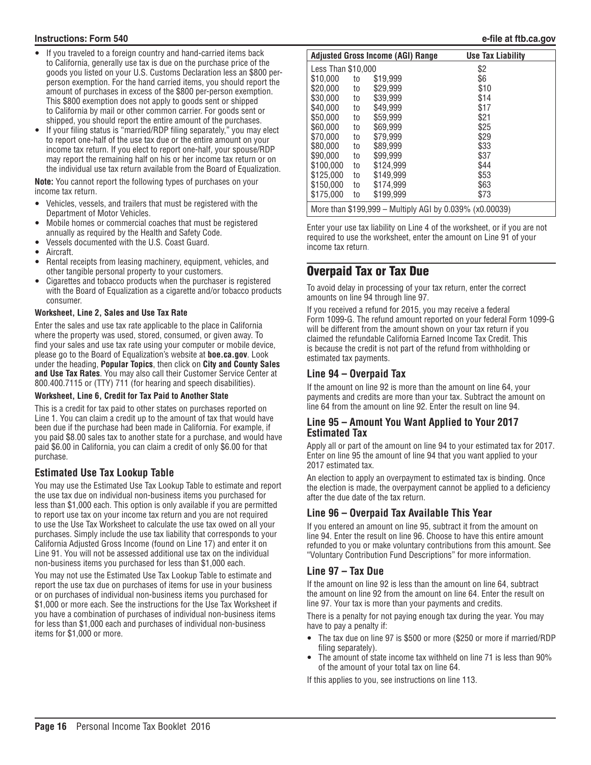- If you traveled to a foreign country and hand-carried items back to California, generally use tax is due on the purchase price of the goods you listed on your U.S. Customs Declaration less an $800 per-person exemption. For the hand carried items, you should report the amount of purchases in excess of the $800 per-person exemption. This $800 exemption does not apply to goods sent or shipped to California by mail or other common carrier. For goods sent or shipped, you should report the entire amount of the purchases.
- If your filing status is "married/RDP filing separately," you may elect to report one-half of the use tax due or the entire amount on your income tax return. If you elect to report one-half, your spouse/RDP may report the remaining half on his or her income tax return or on the individual use tax return available from the Board of Equalization.

**Note:** You cannot report the following types of purchases on your income tax return.

- Vehicles, vessels, and trailers that must be registered with the Department of Motor Vehicles.
- Mobile homes or commercial coaches that must be registered annually as required by the Health and Safety Code.
- Vessels documented with the U.S. Coast Guard.
- Aircraft.
- Rental receipts from leasing machinery, equipment, vehicles, and other tangible personal property to your customers.
- Cigarettes and tobacco products when the purchaser is registered with the Board of Equalization as a cigarette and/or tobacco products consumer.

**Worksheet, Line 2, Sales and Use Tax Rate**

Enter the sales and use tax rate applicable to the place in California where the property was used, stored, consumed, or given away. To find your sales and use tax rate using your computer or mobile device, please go to the Board of Equalization's website at **boe.ca.gov**. Look under the heading, **Popular Topics**, then click on **City and County Sales and Use Tax Rates**. You may also call their Customer Service Center at 800.400.7115 or (TTY) 711 (for hearing and speech disabilities).

**Worksheet, Line 6, Credit for Tax Paid to Another State**

This is a credit for tax paid to other states on purchases reported on Line 1. You can claim a credit up to the amount of tax that would have been due if the purchase had been made in California. For example, if you paid $8.00 sales tax to another state for a purchase, and would have paid $6.00 in California, you can claim a credit of only $6.00 for that purchase.

### Estimated Use Tax Lookup Table

You may use the Estimated Use Tax Lookup Table to estimate and report the use tax due on individual non-business items you purchased for less than $1,000 each. This option is only available if you are permitted to report use tax on your income tax return and you are not required to use the Use Tax Worksheet to calculate the use tax owed on all your purchases. Simply include the use tax liability that corresponds to your California Adjusted Gross Income (found on Line 17) and enter it on Line 91. You will not be assessed additional use tax on the individual non-business items you purchased for less than $1,000 each.

You may not use the Estimated Use Tax Lookup Table to estimate and report the use tax due on purchases of items for use in your business or on purchases of individual non-business items you purchased for $1,000 or more each. See the instructions for the Use Tax Worksheet if you have a combination of purchases of individual non-business items for less than $1,000 each and purchases of individual non-business items for $1,000 or more.

| Adjusted Gross Income (AGI) Range | Use Tax Liability |
|---|---|
| Less Than $10,000 | $2 |
| $10,000 to $19,999 | $6 |
| $20,000 to $29,999 | $10 |
| $30,000 to $39,999 | $14 |
| $40,000 to $49,999 | $17 |
| $50,000 to $59,999 | $21 |
| $60,000 to $69,999 | $25 |
| $70,000 to $79,999 | $29 |
| $80,000 to $89,999 | $33 |
| $90,000 to $99,999 | $37 |
| $100,000 to $124,999 | $44 |
| $125,000 to $149,999 | $53 |
| $150,000 to $174,999 | $63 |
| $175,000 to $199,999 | $73 |
| More than $199,999 – Multiply AGI by 0.039% (x0.00039) | |

Enter your use tax liability on Line 4 of the worksheet, or if you are not required to use the worksheet, enter the amount on Line 91 of your income tax return.

## Overpaid Tax or Tax Due

To avoid delay in processing of your tax return, enter the correct amounts on line 94 through line 97.

If you received a refund for 2015, you may receive a federal Form 1099-G. The refund amount reported on your federal Form 1099-G will be different from the amount shown on your tax return if you claimed the refundable California Earned Income Tax Credit. This is because the credit is not part of the refund from withholding or estimated tax payments.

### Line 94 – Overpaid Tax

If the amount on line 92 is more than the amount on line 64, your payments and credits are more than your tax. Subtract the amount on line 64 from the amount on line 92. Enter the result on line 94.

### Line 95 – Amount You Want Applied to Your 2017 Estimated Tax

Apply all or part of the amount on line 94 to your estimated tax for 2017. Enter on line 95 the amount of line 94 that you want applied to your 2017 estimated tax.

An election to apply an overpayment to estimated tax is binding. Once the election is made, the overpayment cannot be applied to a deficiency after the due date of the tax return.

### Line 96 – Overpaid Tax Available This Year

If you entered an amount on line 95, subtract it from the amount on line 94. Enter the result on line 96. Choose to have this entire amount refunded to you or make voluntary contributions from this amount. See "Voluntary Contribution Fund Descriptions" for more information.

### Line 97 – Tax Due

If the amount on line 92 is less than the amount on line 64, subtract the amount on line 92 from the amount on line 64. Enter the result on line 97. Your tax is more than your payments and credits.

There is a penalty for not paying enough tax during the year. You may have to pay a penalty if:

- The tax due on line 97 is $500 or more ($250 or more if married/RDP filing separately).
- The amount of state income tax withheld on line 71 is less than 90% of the amount of your total tax on line 64.

If this applies to you, see instructions on line 113.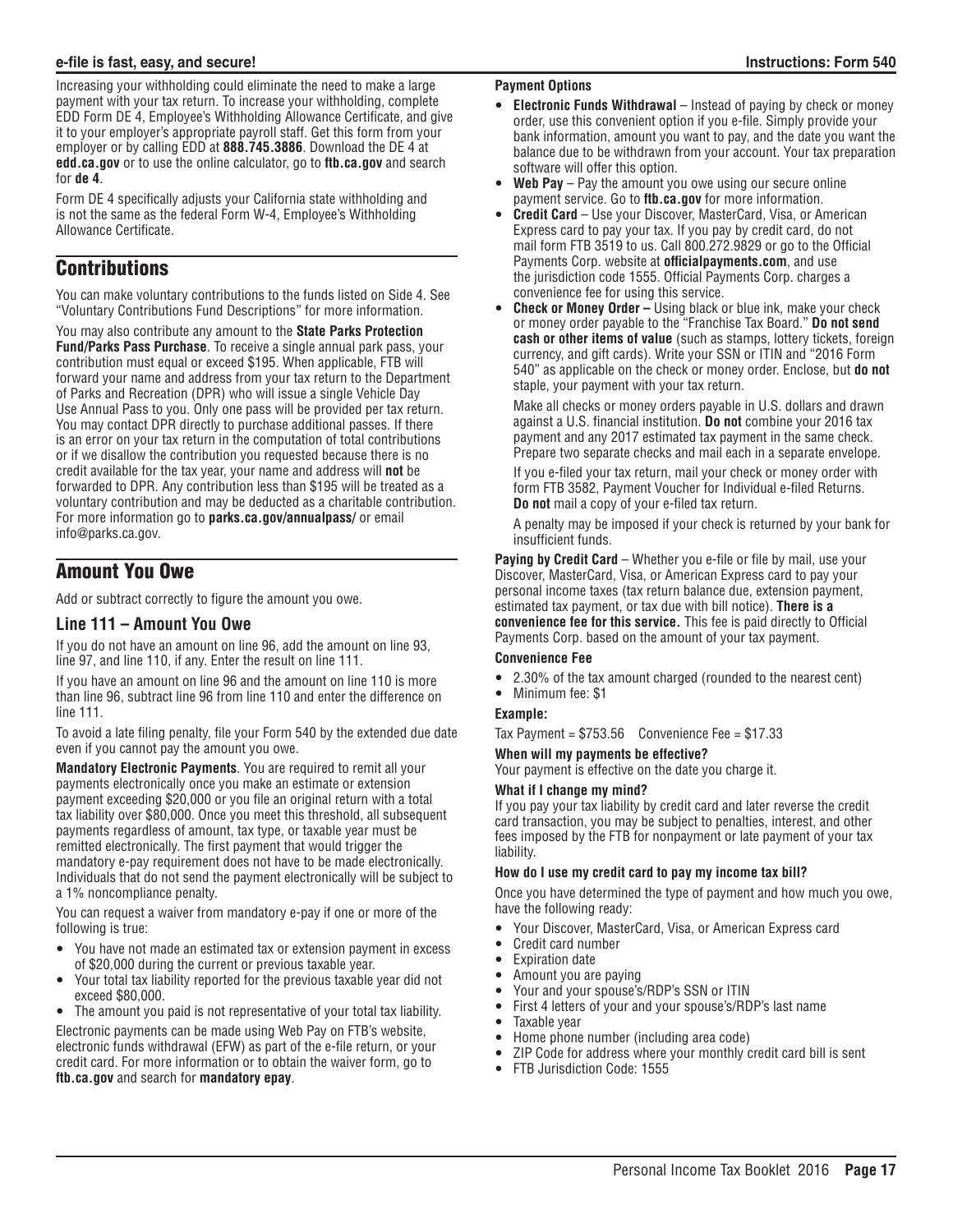Increasing your withholding could eliminate the need to make a large payment with your tax return. To increase your withholding, complete EDD Form DE 4, Employee's Withholding Allowance Certificate, and give it to your employer's appropriate payroll staff. Get this form from your employer or by calling EDD at **888.745.3886**. Download the DE 4 at **edd.ca.gov** or to use the online calculator, go to **ftb.ca.gov** and search for **de 4**.

Form DE 4 specifically adjusts your California state withholding and is not the same as the federal Form W-4, Employee's Withholding Allowance Certificate.

## Contributions

You can make voluntary contributions to the funds listed on Side 4. See "Voluntary Contributions Fund Descriptions" for more information.

You may also contribute any amount to the **State Parks Protection Fund/Parks Pass Purchase**. To receive a single annual park pass, your contribution must equal or exceed $195. When applicable, FTB will forward your name and address from your tax return to the Department of Parks and Recreation (DPR) who will issue a single Vehicle Day Use Annual Pass to you. Only one pass will be provided per tax return. You may contact DPR directly to purchase additional passes. If there is an error on your tax return in the computation of total contributions or if we disallow the contribution you requested because there is no credit available for the tax year, your name and address will **not** be forwarded to DPR. Any contribution less than $195 will be treated as a voluntary contribution and may be deducted as a charitable contribution. For more information go to **parks.ca.gov/annualpass/** or email info@parks.ca.gov.

## Amount You Owe

Add or subtract correctly to figure the amount you owe.

### Line 111 – Amount You Owe

If you do not have an amount on line 96, add the amount on line 93, line 97, and line 110, if any. Enter the result on line 111.

If you have an amount on line 96 and the amount on line 110 is more than line 96, subtract line 96 from line 110 and enter the difference on line 111.

To avoid a late filing penalty, file your Form 540 by the extended due date even if you cannot pay the amount you owe.

**Mandatory Electronic Payments**. You are required to remit all your payments electronically once you make an estimate or extension payment exceeding $20,000 or you file an original return with a total tax liability over $80,000. Once you meet this threshold, all subsequent payments regardless of amount, tax type, or taxable year must be remitted electronically. The first payment that would trigger the mandatory e-pay requirement does not have to be made electronically. Individuals that do not send the payment electronically will be subject to a 1% noncompliance penalty.

You can request a waiver from mandatory e-pay if one or more of the following is true:

- You have not made an estimated tax or extension payment in excess of $20,000 during the current or previous taxable year.
- Your total tax liability reported for the previous taxable year did not exceed $80,000.
- The amount you paid is not representative of your total tax liability.

Electronic payments can be made using Web Pay on FTB's website, electronic funds withdrawal (EFW) as part of the e-file return, or your credit card. For more information or to obtain the waiver form, go to **ftb.ca.gov** and search for **mandatory epay**.

**Payment Options**

- **Electronic Funds Withdrawal** – Instead of paying by check or money order, use this convenient option if you e-file. Simply provide your bank information, amount you want to pay, and the date you want the balance due to be withdrawn from your account. Your tax preparation software will offer this option.
- **Web Pay** – Pay the amount you owe using our secure online payment service. Go to **ftb.ca.gov** for more information.
- **Credit Card** – Use your Discover, MasterCard, Visa, or American Express card to pay your tax. If you pay by credit card, do not mail form FTB 3519 to us. Call 800.272.9829 or go to the Official Payments Corp. website at **officialpayments.com**, and use the jurisdiction code 1555. Official Payments Corp. charges a convenience fee for using this service.
- **Check or Money Order –** Using black or blue ink, make your check or money order payable to the "Franchise Tax Board." **Do not send cash or other items of value** (such as stamps, lottery tickets, foreign currency, and gift cards). Write your SSN or ITIN and "2016 Form 540" as applicable on the check or money order. Enclose, but **do not** staple, your payment with your tax return.

  Make all checks or money orders payable in U.S. dollars and drawn against a U.S. financial institution. **Do not** combine your 2016 tax payment and any 2017 estimated tax payment in the same check. Prepare two separate checks and mail each in a separate envelope.

  If you e-filed your tax return, mail your check or money order with form FTB 3582, Payment Voucher for Individual e-filed Returns. **Do not** mail a copy of your e-filed tax return.

  A penalty may be imposed if your check is returned by your bank for insufficient funds.

**Paying by Credit Card** – Whether you e-file or file by mail, use your Discover, MasterCard, Visa, or American Express card to pay your personal income taxes (tax return balance due, extension payment, estimated tax payment, or tax due with bill notice). **There is a convenience fee for this service.** This fee is paid directly to Official Payments Corp. based on the amount of your tax payment.

**Convenience Fee**

- 2.30% of the tax amount charged (rounded to the nearest cent)
- Minimum fee: $1

**Example:**

Tax Payment = $753.56    Convenience Fee = $17.33

**When will my payments be effective?**

Your payment is effective on the date you charge it.

**What if I change my mind?**

If you pay your tax liability by credit card and later reverse the credit card transaction, you may be subject to penalties, interest, and other fees imposed by the FTB for nonpayment or late payment of your tax liability.

**How do I use my credit card to pay my income tax bill?**

Once you have determined the type of payment and how much you owe, have the following ready:

- Your Discover, MasterCard, Visa, or American Express card
- Credit card number
- Expiration date
- Amount you are paying
- Your and your spouse's/RDP's SSN or ITIN
- First 4 letters of your and your spouse's/RDP's last name
- Taxable year
- Home phone number (including area code)
- ZIP Code for address where your monthly credit card bill is sent
- FTB Jurisdiction Code: 1555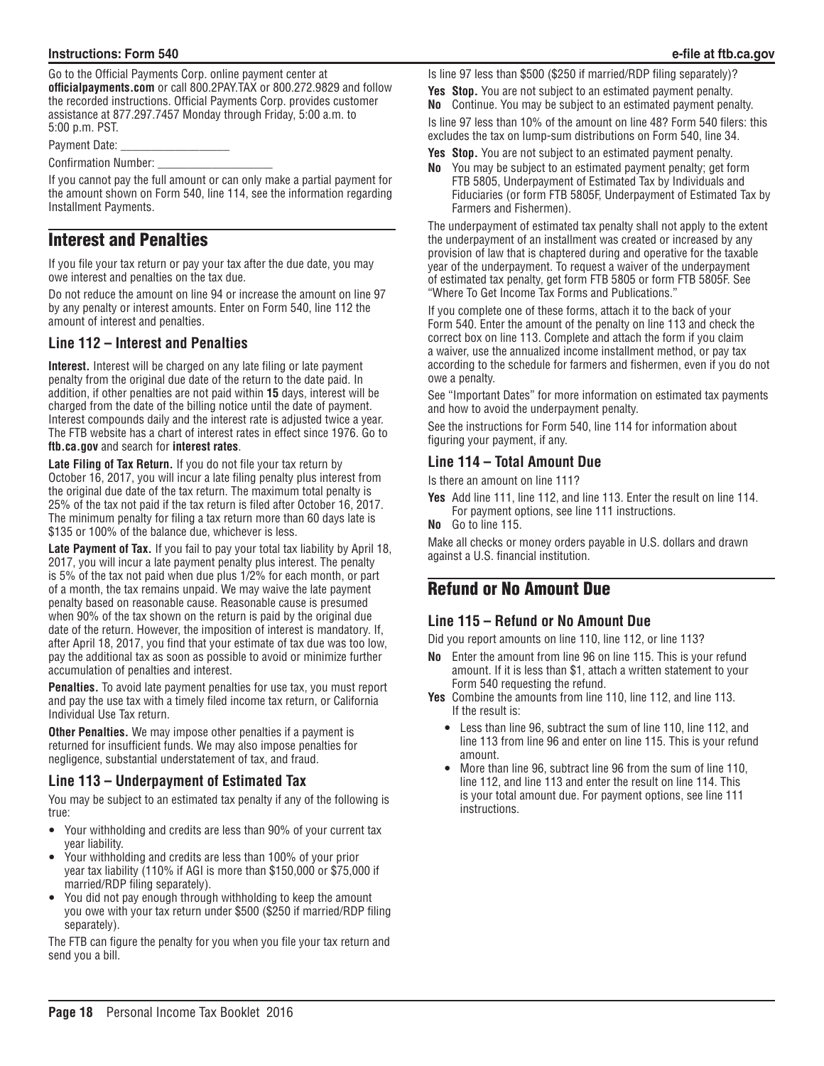Go to the Official Payments Corp. online payment center at **officialpayments.com** or call 800.2PAY.TAX or 800.272.9829 and follow the recorded instructions. Official Payments Corp. provides customer assistance at 877.297.7457 Monday through Friday, 5:00 a.m. to 5:00 p.m. PST.

Payment Date: ___________________

Confirmation Number: ___________________

If you cannot pay the full amount or can only make a partial payment for the amount shown on Form 540, line 114, see the information regarding Installment Payments.

## Interest and Penalties

If you file your tax return or pay your tax after the due date, you may owe interest and penalties on the tax due.

Do not reduce the amount on line 94 or increase the amount on line 97 by any penalty or interest amounts. Enter on Form 540, line 112 the amount of interest and penalties.

### Line 112 – Interest and Penalties

**Interest.** Interest will be charged on any late filing or late payment penalty from the original due date of the return to the date paid. In addition, if other penalties are not paid within **15** days, interest will be charged from the date of the billing notice until the date of payment. Interest compounds daily and the interest rate is adjusted twice a year. The FTB website has a chart of interest rates in effect since 1976. Go to **ftb.ca.gov** and search for **interest rates**.

**Late Filing of Tax Return.** If you do not file your tax return by October 16, 2017, you will incur a late filing penalty plus interest from the original due date of the tax return. The maximum total penalty is 25% of the tax not paid if the tax return is filed after October 16, 2017. The minimum penalty for filing a tax return more than 60 days late is $135 or 100% of the balance due, whichever is less.

**Late Payment of Tax.** If you fail to pay your total tax liability by April 18, 2017, you will incur a late payment penalty plus interest. The penalty is 5% of the tax not paid when due plus 1/2% for each month, or part of a month, the tax remains unpaid. We may waive the late payment penalty based on reasonable cause. Reasonable cause is presumed when 90% of the tax shown on the return is paid by the original due date of the return. However, the imposition of interest is mandatory. If, after April 18, 2017, you find that your estimate of tax due was too low, pay the additional tax as soon as possible to avoid or minimize further accumulation of penalties and interest.

**Penalties.** To avoid late payment penalties for use tax, you must report and pay the use tax with a timely filed income tax return, or California Individual Use Tax return.

**Other Penalties.** We may impose other penalties if a payment is returned for insufficient funds. We may also impose penalties for negligence, substantial understatement of tax, and fraud.

### Line 113 – Underpayment of Estimated Tax

You may be subject to an estimated tax penalty if any of the following is true:

- Your withholding and credits are less than 90% of your current tax year liability.
- Your withholding and credits are less than 100% of your prior year tax liability (110% if AGI is more than $150,000 or $75,000 if married/RDP filing separately).
- You did not pay enough through withholding to keep the amount you owe with your tax return under $500 ($250 if married/RDP filing separately).

The FTB can figure the penalty for you when you file your tax return and send you a bill.

Is line 97 less than $500 ($250 if married/RDP filing separately)?

**Yes** **Stop.** You are not subject to an estimated payment penalty.
**No** Continue. You may be subject to an estimated payment penalty.

Is line 97 less than 10% of the amount on line 48? Form 540 filers: this excludes the tax on lump-sum distributions on Form 540, line 34.

**Yes** **Stop.** You are not subject to an estimated payment penalty.
**No** You may be subject to an estimated payment penalty; get form FTB 5805, Underpayment of Estimated Tax by Individuals and Fiduciaries (or form FTB 5805F, Underpayment of Estimated Tax by Farmers and Fishermen).

The underpayment of estimated tax penalty shall not apply to the extent the underpayment of an installment was created or increased by any provision of law that is chaptered during and operative for the taxable year of the underpayment. To request a waiver of the underpayment of estimated tax penalty, get form FTB 5805 or form FTB 5805F. See "Where To Get Income Tax Forms and Publications."

If you complete one of these forms, attach it to the back of your Form 540. Enter the amount of the penalty on line 113 and check the correct box on line 113. Complete and attach the form if you claim a waiver, use the annualized income installment method, or pay tax according to the schedule for farmers and fishermen, even if you do not owe a penalty.

See "Important Dates" for more information on estimated tax payments and how to avoid the underpayment penalty.

See the instructions for Form 540, line 114 for information about figuring your payment, if any.

### Line 114 – Total Amount Due

Is there an amount on line 111?

**Yes** Add line 111, line 112, and line 113. Enter the result on line 114. For payment options, see line 111 instructions.
**No** Go to line 115.

Make all checks or money orders payable in U.S. dollars and drawn against a U.S. financial institution.

## Refund or No Amount Due

### Line 115 – Refund or No Amount Due

Did you report amounts on line 110, line 112, or line 113?

**No** Enter the amount from line 96 on line 115. This is your refund amount. If it is less than $1, attach a written statement to your Form 540 requesting the refund.
**Yes** Combine the amounts from line 110, line 112, and line 113. If the result is:

- Less than line 96, subtract the sum of line 110, line 112, and line 113 from line 96 and enter on line 115. This is your refund amount.
- More than line 96, subtract line 96 from the sum of line 110, line 112, and line 113 and enter the result on line 114. This is your total amount due. For payment options, see line 111 instructions.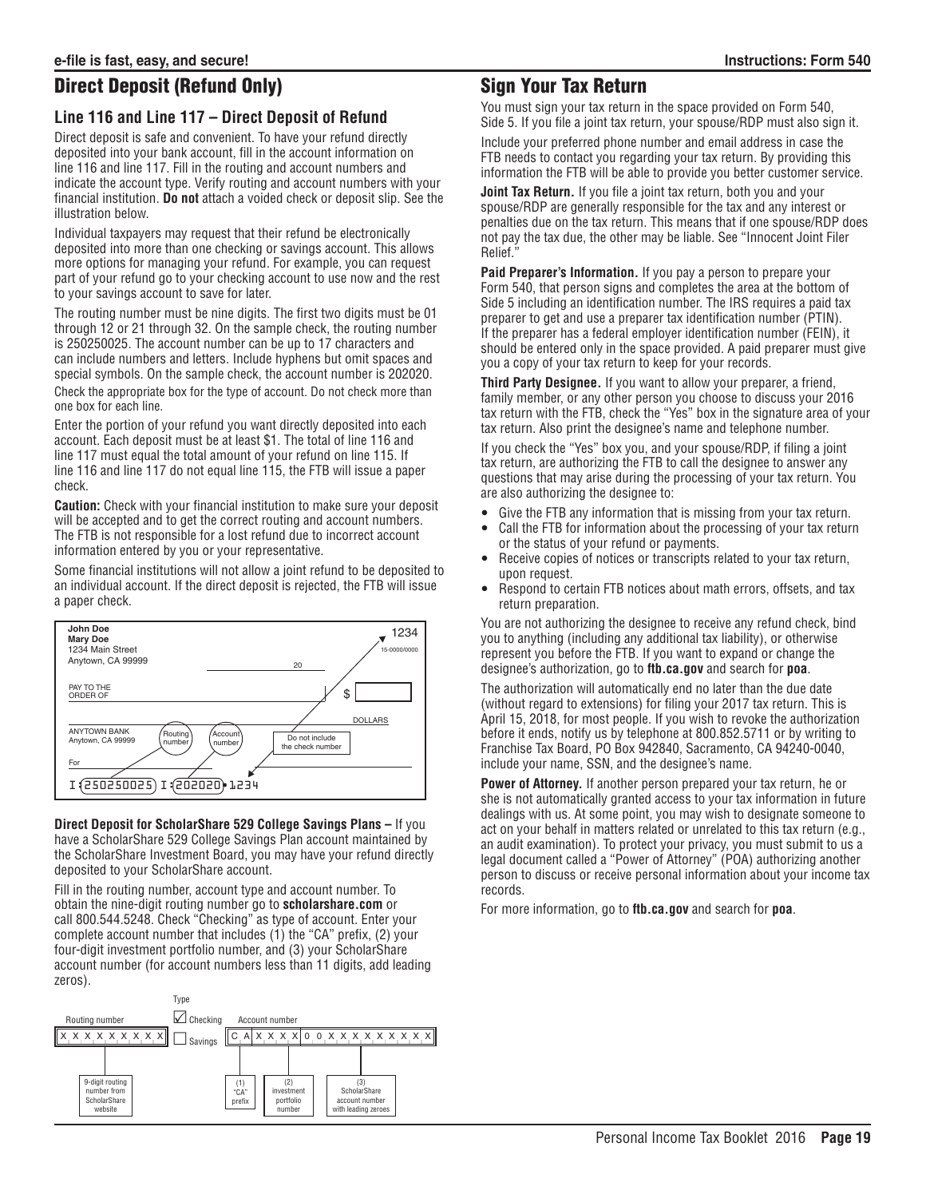## Direct Deposit (Refund Only)

### Line 116 and Line 117 – Direct Deposit of Refund

Direct deposit is safe and convenient. To have your refund directly deposited into your bank account, fill in the account information on line 116 and line 117. Fill in the routing and account numbers and indicate the account type. Verify routing and account numbers with your financial institution. **Do not** attach a voided check or deposit slip. See the illustration below.

Individual taxpayers may request that their refund be electronically deposited into more than one checking or savings account. This allows more options for managing your refund. For example, you can request part of your refund go to your checking account to use now and the rest to your savings account to save for later.

The routing number must be nine digits. The first two digits must be 01 through 12 or 21 through 32. On the sample check, the routing number is 250250025. The account number can be up to 17 characters and can include numbers and letters. Include hyphens but omit spaces and special symbols. On the sample check, the account number is 202020.

Check the appropriate box for the type of account. Do not check more than one box for each line.

Enter the portion of your refund you want directly deposited into each account. Each deposit must be at least $1. The total of line 116 and line 117 must equal the total amount of your refund on line 115. If line 116 and line 117 do not equal line 115, the FTB will issue a paper check.

**Caution:** Check with your financial institution to make sure your deposit will be accepted and to get the correct routing and account numbers. The FTB is not responsible for a lost refund due to incorrect account information entered by you or your representative.

Some financial institutions will not allow a joint refund to be deposited to an individual account. If the direct deposit is rejected, the FTB will issue a paper check.

**John Doe**
**Mary Doe**
1234 Main Street
Anytown, CA 99999

1234
15-0000/0000

20

PAY TO THE ORDER OF $

DOLLARS

ANYTOWN BANK
Anytown, CA 99999

Routing number | Account number | Do not include the check number

For

I:250250025 I:202020• 1234

**Direct Deposit for ScholarShare 529 College Savings Plans –** If you have a ScholarShare 529 College Savings Plan account maintained by the ScholarShare Investment Board, you may have your refund directly deposited to your ScholarShare account.

Fill in the routing number, account type and account number. To obtain the nine-digit routing number go to **scholarshare.com** or call 800.544.5248. Check "Checking" as type of account. Enter your complete account number that includes (1) the "CA" prefix, (2) your four-digit investment portfolio number, and (3) your ScholarShare account number (for account numbers less than 11 digits, add leading zeros).

| Routing number | Type | Account number |
|---|---|---|
| X X X X X X X X X | ☑ Checking ☐ Savings | C A X X X X 0 0 X X X X X X X X X |

- 9-digit routing number from ScholarShare website
- (1) "CA" prefix
- (2) investment portfolio number
- (3) ScholarShare account number with leading zeroes

## Sign Your Tax Return

You must sign your tax return in the space provided on Form 540, Side 5. If you file a joint tax return, your spouse/RDP must also sign it.

Include your preferred phone number and email address in case the FTB needs to contact you regarding your tax return. By providing this information the FTB will be able to provide you better customer service.

**Joint Tax Return.** If you file a joint tax return, both you and your spouse/RDP are generally responsible for the tax and any interest or penalties due on the tax return. This means that if one spouse/RDP does not pay the tax due, the other may be liable. See "Innocent Joint Filer Relief."

**Paid Preparer's Information.** If you pay a person to prepare your Form 540, that person signs and completes the area at the bottom of Side 5 including an identification number. The IRS requires a paid tax preparer to get and use a preparer tax identification number (PTIN). If the preparer has a federal employer identification number (FEIN), it should be entered only in the space provided. A paid preparer must give you a copy of your tax return to keep for your records.

**Third Party Designee.** If you want to allow your preparer, a friend, family member, or any other person you choose to discuss your 2016 tax return with the FTB, check the "Yes" box in the signature area of your tax return. Also print the designee's name and telephone number.

If you check the "Yes" box you, and your spouse/RDP, if filing a joint tax return, are authorizing the FTB to call the designee to answer any questions that may arise during the processing of your tax return. You are also authorizing the designee to:

- Give the FTB any information that is missing from your tax return.
- Call the FTB for information about the processing of your tax return or the status of your refund or payments.
- Receive copies of notices or transcripts related to your tax return, upon request.
- Respond to certain FTB notices about math errors, offsets, and tax return preparation.

You are not authorizing the designee to receive any refund check, bind you to anything (including any additional tax liability), or otherwise represent you before the FTB. If you want to expand or change the designee's authorization, go to **ftb.ca.gov** and search for **poa**.

The authorization will automatically end no later than the due date (without regard to extensions) for filing your 2017 tax return. This is April 15, 2018, for most people. If you wish to revoke the authorization before it ends, notify us by telephone at 800.852.5711 or by writing to Franchise Tax Board, PO Box 942840, Sacramento, CA 94240-0040, include your name, SSN, and the designee's name.

**Power of Attorney.** If another person prepared your tax return, he or she is not automatically granted access to your tax information in future dealings with us. At some point, you may wish to designate someone to act on your behalf in matters related or unrelated to this tax return (e.g., an audit examination). To protect your privacy, you must submit to us a legal document called a "Power of Attorney" (POA) authorizing another person to discuss or receive personal information about your income tax records.

For more information, go to **ftb.ca.gov** and search for **poa**.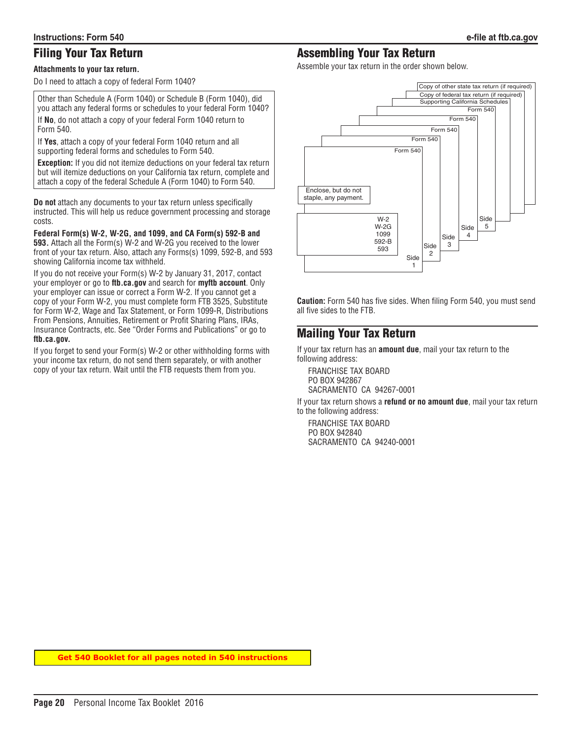## Filing Your Tax Return

**Attachments to your tax return.**

Do I need to attach a copy of federal Form 1040?

Other than Schedule A (Form 1040) or Schedule B (Form 1040), did you attach any federal forms or schedules to your federal Form 1040?

If **No**, do not attach a copy of your federal Form 1040 return to Form 540.

If **Yes**, attach a copy of your federal Form 1040 return and all supporting federal forms and schedules to Form 540.

**Exception:** If you did not itemize deductions on your federal tax return but will itemize deductions on your California tax return, complete and attach a copy of the federal Schedule A (Form 1040) to Form 540.

**Do not** attach any documents to your tax return unless specifically instructed. This will help us reduce government processing and storage costs.

**Federal Form(s) W-2, W-2G, and 1099, and CA Form(s) 592-B and 593.** Attach all the Form(s) W-2 and W-2G you received to the lower front of your tax return. Also, attach any Forms(s) 1099, 592-B, and 593 showing California income tax withheld.

If you do not receive your Form(s) W-2 by January 31, 2017, contact your employer or go to **ftb.ca.gov** and search for **myftb account**. Only your employer can issue or correct a Form W-2. If you cannot get a copy of your Form W-2, you must complete form FTB 3525, Substitute for Form W-2, Wage and Tax Statement, or Form 1099-R, Distributions From Pensions, Annuities, Retirement or Profit Sharing Plans, IRAs, Insurance Contracts, etc. See "Order Forms and Publications" or go to **ftb.ca.gov.**

If you forget to send your Form(s) W-2 or other withholding forms with your income tax return, do not send them separately, or with another copy of your tax return. Wait until the FTB requests them from you.

## Assembling Your Tax Return

Assemble your tax return in the order shown below.

Copy of other state tax return (if required)
Copy of federal tax return (if required)
Supporting California Schedules
Form 540 Side 5
Form 540 Side 4
Form 540 Side 3
Form 540 Side 2
Form 540 Side 1
Enclose, but do not staple, any payment.
W-2
W-2G
1099
592-B
593

**Caution:** Form 540 has five sides. When filing Form 540, you must send all five sides to the FTB.

## Mailing Your Tax Return

If your tax return has an **amount due**, mail your tax return to the following address:

FRANCHISE TAX BOARD
PO BOX 942867
SACRAMENTO CA 94267-0001

If your tax return shows a **refund or no amount due**, mail your tax return to the following address:

FRANCHISE TAX BOARD
PO BOX 942840
SACRAMENTO CA 94240-0001

**Get 540 Booklet for all pages noted in 540 instructions**